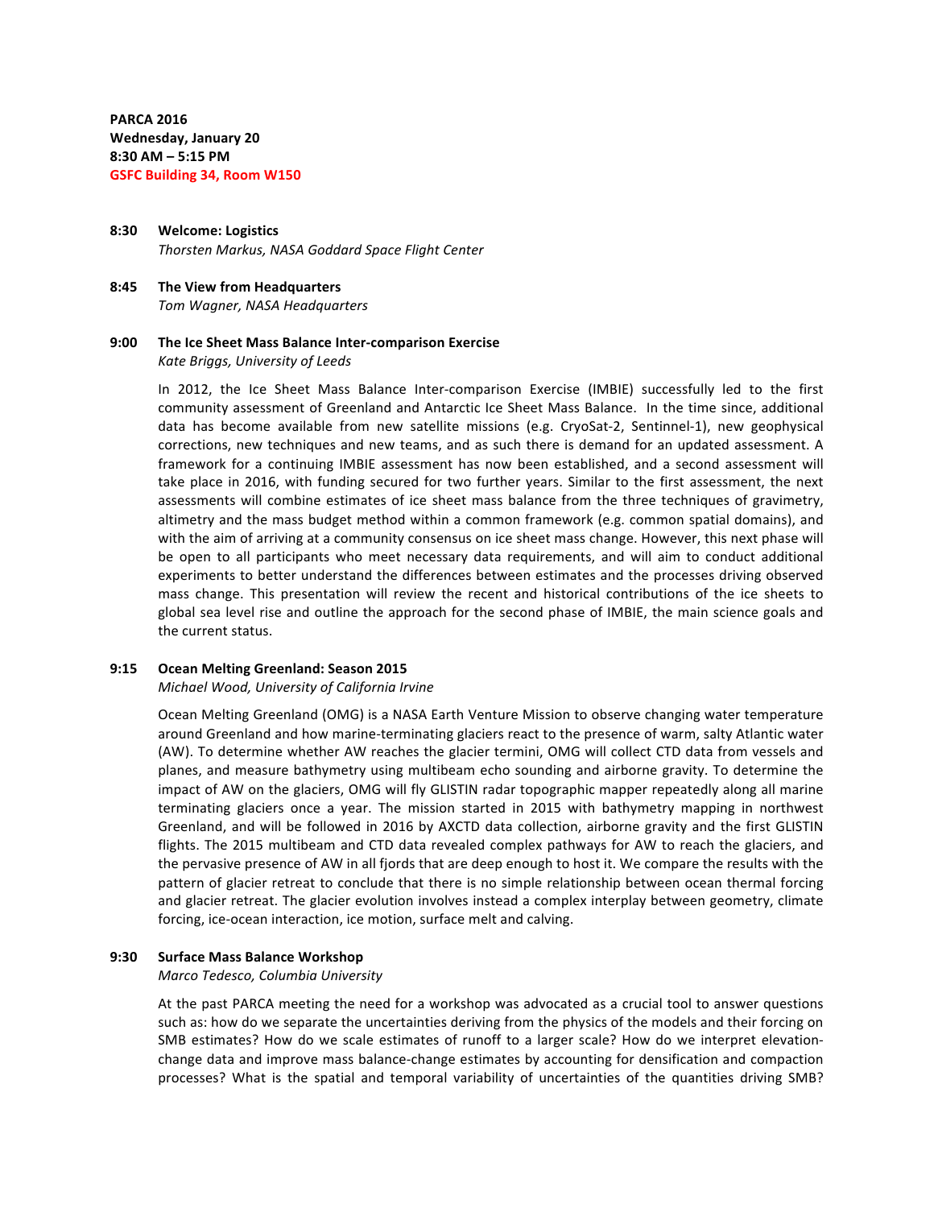**PARCA 2016**
**Wednesday, January 20**
**8:30 AM – 5:15 PM**
**GSFC Building 34, Room W150**

**8:30 Welcome: Logistics**
*Thorsten Markus, NASA Goddard Space Flight Center*

**8:45 The View from Headquarters**
*Tom Wagner, NASA Headquarters*

**9:00 The Ice Sheet Mass Balance Inter-comparison Exercise**
*Kate Briggs, University of Leeds*

In 2012, the Ice Sheet Mass Balance Inter-comparison Exercise (IMBIE) successfully led to the first community assessment of Greenland and Antarctic Ice Sheet Mass Balance. In the time since, additional data has become available from new satellite missions (e.g. CryoSat-2, Sentinel-1), new geophysical corrections, new techniques and new teams, and as such there is demand for an updated assessment. A framework for a continuing IMBIE assessment has now been established, and a second assessment will take place in 2016, with funding secured for two further years. Similar to the first assessment, the next assessments will combine estimates of ice sheet mass balance from the three techniques of gravimetry, altimetry and the mass budget method within a common framework (e.g. common spatial domains), and with the aim of arriving at a community consensus on ice sheet mass change. However, this next phase will be open to all participants who meet necessary data requirements, and will aim to conduct additional experiments to better understand the differences between estimates and the processes driving observed mass change. This presentation will review the recent and historical contributions of the ice sheets to global sea level rise and outline the approach for the second phase of IMBIE, the main science goals and the current status.

**9:15 Ocean Melting Greenland: Season 2015**
*Michael Wood, University of California Irvine*

Ocean Melting Greenland (OMG) is a NASA Earth Venture Mission to observe changing water temperature around Greenland and how marine-terminating glaciers react to the presence of warm, salty Atlantic water (AW). To determine whether AW reaches the glacier termini, OMG will collect CTD data from vessels and planes, and measure bathymetry using multibeam echo sounding and airborne gravity. To determine the impact of AW on the glaciers, OMG will fly GLISTIN radar topographic mapper repeatedly along all marine terminating glaciers once a year. The mission started in 2015 with bathymetry mapping in northwest Greenland, and will be followed in 2016 by AXCTD data collection, airborne gravity and the first GLISTIN flights. The 2015 multibeam and CTD data revealed complex pathways for AW to reach the glaciers, and the pervasive presence of AW in all fjords that are deep enough to host it. We compare the results with the pattern of glacier retreat to conclude that there is no simple relationship between ocean thermal forcing and glacier retreat. The glacier evolution involves instead a complex interplay between geometry, climate forcing, ice-ocean interaction, ice motion, surface melt and calving.

**9:30 Surface Mass Balance Workshop**
*Marco Tedesco, Columbia University*

At the past PARCA meeting the need for a workshop was advocated as a crucial tool to answer questions such as: how do we separate the uncertainties deriving from the physics of the models and their forcing on SMB estimates? How do we scale estimates of runoff to a larger scale? How do we interpret elevation-change data and improve mass balance-change estimates by accounting for densification and compaction processes? What is the spatial and temporal variability of uncertainties of the quantities driving SMB?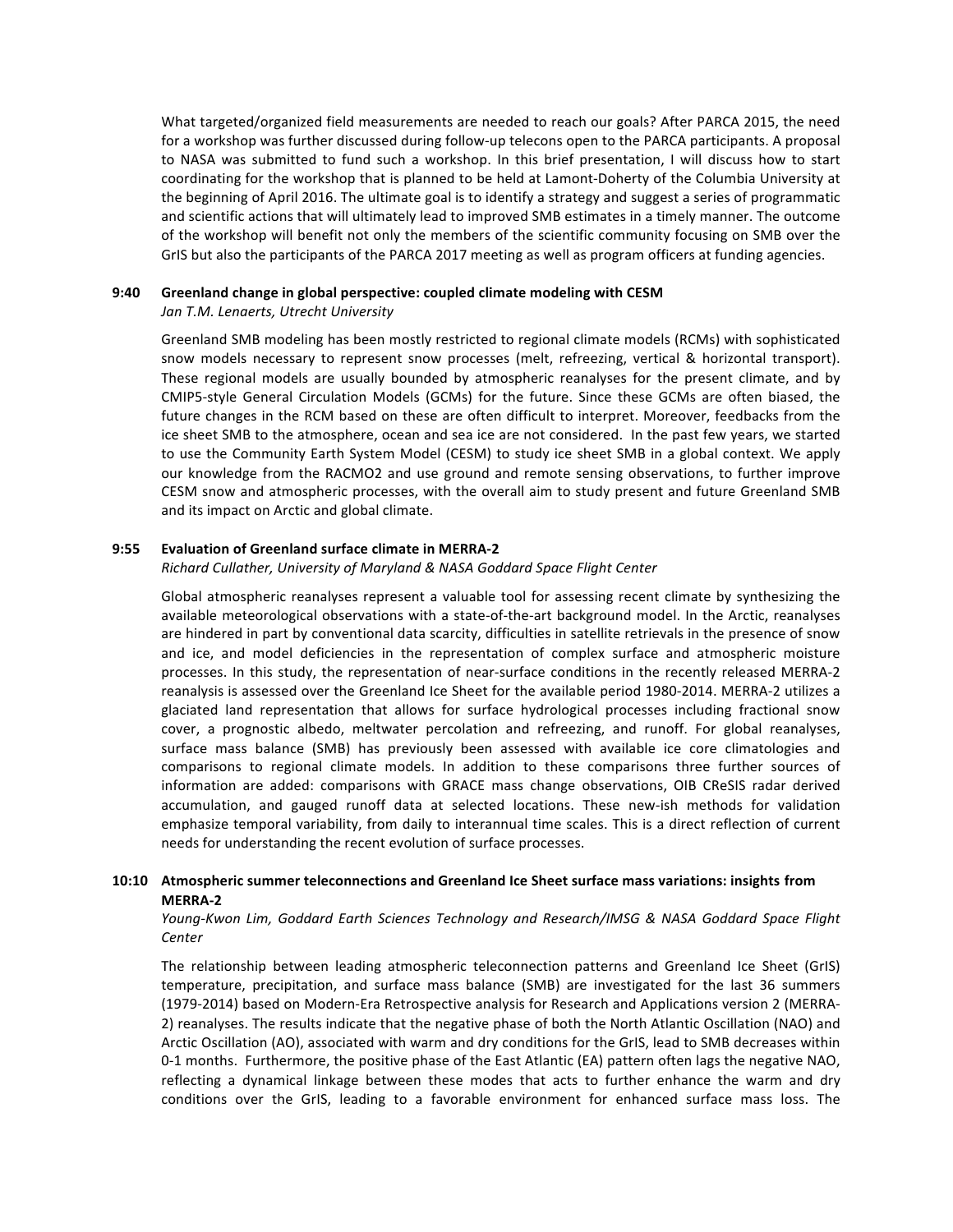What targeted/organized field measurements are needed to reach our goals? After PARCA 2015, the need for a workshop was further discussed during follow-up telecons open to the PARCA participants. A proposal to NASA was submitted to fund such a workshop. In this brief presentation, I will discuss how to start coordinating for the workshop that is planned to be held at Lamont-Doherty of the Columbia University at the beginning of April 2016. The ultimate goal is to identify a strategy and suggest a series of programmatic and scientific actions that will ultimately lead to improved SMB estimates in a timely manner. The outcome of the workshop will benefit not only the members of the scientific community focusing on SMB over the GrIS but also the participants of the PARCA 2017 meeting as well as program officers at funding agencies.

**9:40 Greenland change in global perspective: coupled climate modeling with CESM**
*Jan T.M. Lenaerts, Utrecht University*

Greenland SMB modeling has been mostly restricted to regional climate models (RCMs) with sophisticated snow models necessary to represent snow processes (melt, refreezing, vertical & horizontal transport). These regional models are usually bounded by atmospheric reanalyses for the present climate, and by CMIP5-style General Circulation Models (GCMs) for the future. Since these GCMs are often biased, the future changes in the RCM based on these are often difficult to interpret. Moreover, feedbacks from the ice sheet SMB to the atmosphere, ocean and sea ice are not considered. In the past few years, we started to use the Community Earth System Model (CESM) to study ice sheet SMB in a global context. We apply our knowledge from the RACMO2 and use ground and remote sensing observations, to further improve CESM snow and atmospheric processes, with the overall aim to study present and future Greenland SMB and its impact on Arctic and global climate.

**9:55 Evaluation of Greenland surface climate in MERRA-2**
*Richard Cullather, University of Maryland & NASA Goddard Space Flight Center*

Global atmospheric reanalyses represent a valuable tool for assessing recent climate by synthesizing the available meteorological observations with a state-of-the-art background model. In the Arctic, reanalyses are hindered in part by conventional data scarcity, difficulties in satellite retrievals in the presence of snow and ice, and model deficiencies in the representation of complex surface and atmospheric moisture processes. In this study, the representation of near-surface conditions in the recently released MERRA-2 reanalysis is assessed over the Greenland Ice Sheet for the available period 1980-2014. MERRA-2 utilizes a glaciated land representation that allows for surface hydrological processes including fractional snow cover, a prognostic albedo, meltwater percolation and refreezing, and runoff. For global reanalyses, surface mass balance (SMB) has previously been assessed with available ice core climatologies and comparisons to regional climate models. In addition to these comparisons three further sources of information are added: comparisons with GRACE mass change observations, OIB CReSIS radar derived accumulation, and gauged runoff data at selected locations. These new-ish methods for validation emphasize temporal variability, from daily to interannual time scales. This is a direct reflection of current needs for understanding the recent evolution of surface processes.

**10:10 Atmospheric summer teleconnections and Greenland Ice Sheet surface mass variations: insights from MERRA-2**
*Young-Kwon Lim, Goddard Earth Sciences Technology and Research/IMSG & NASA Goddard Space Flight Center*

The relationship between leading atmospheric teleconnection patterns and Greenland Ice Sheet (GrIS) temperature, precipitation, and surface mass balance (SMB) are investigated for the last 36 summers (1979-2014) based on Modern-Era Retrospective analysis for Research and Applications version 2 (MERRA-2) reanalyses. The results indicate that the negative phase of both the North Atlantic Oscillation (NAO) and Arctic Oscillation (AO), associated with warm and dry conditions for the GrIS, lead to SMB decreases within 0-1 months. Furthermore, the positive phase of the East Atlantic (EA) pattern often lags the negative NAO, reflecting a dynamical linkage between these modes that acts to further enhance the warm and dry conditions over the GrIS, leading to a favorable environment for enhanced surface mass loss. The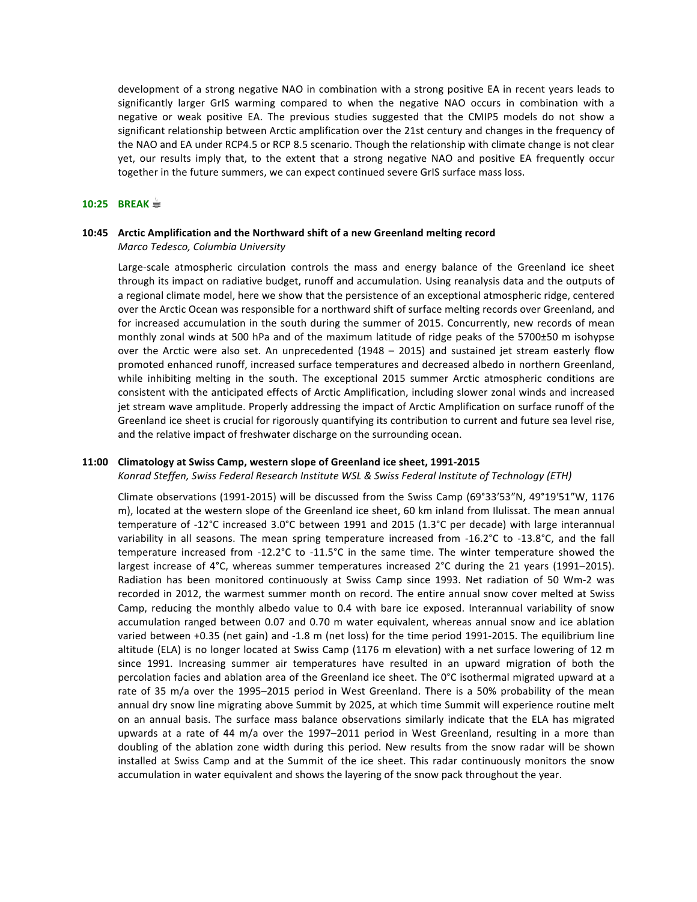development of a strong negative NAO in combination with a strong positive EA in recent years leads to significantly larger GrIS warming compared to when the negative NAO occurs in combination with a negative or weak positive EA. The previous studies suggested that the CMIP5 models do not show a significant relationship between Arctic amplification over the 21st century and changes in the frequency of the NAO and EA under RCP4.5 or RCP 8.5 scenario. Though the relationship with climate change is not clear yet, our results imply that, to the extent that a strong negative NAO and positive EA frequently occur together in the future summers, we can expect continued severe GrIS surface mass loss.

**10:25 BREAK ☕**

**10:45 Arctic Amplification and the Northward shift of a new Greenland melting record**
*Marco Tedesco, Columbia University*

Large-scale atmospheric circulation controls the mass and energy balance of the Greenland ice sheet through its impact on radiative budget, runoff and accumulation. Using reanalysis data and the outputs of a regional climate model, here we show that the persistence of an exceptional atmospheric ridge, centered over the Arctic Ocean was responsible for a northward shift of surface melting records over Greenland, and for increased accumulation in the south during the summer of 2015. Concurrently, new records of mean monthly zonal winds at 500 hPa and of the maximum latitude of ridge peaks of the 5700±50 m isohypse over the Arctic were also set. An unprecedented (1948 – 2015) and sustained jet stream easterly flow promoted enhanced runoff, increased surface temperatures and decreased albedo in northern Greenland, while inhibiting melting in the south. The exceptional 2015 summer Arctic atmospheric conditions are consistent with the anticipated effects of Arctic Amplification, including slower zonal winds and increased jet stream wave amplitude. Properly addressing the impact of Arctic Amplification on surface runoff of the Greenland ice sheet is crucial for rigorously quantifying its contribution to current and future sea level rise, and the relative impact of freshwater discharge on the surrounding ocean.

**11:00 Climatology at Swiss Camp, western slope of Greenland ice sheet, 1991-2015**
*Konrad Steffen, Swiss Federal Research Institute WSL & Swiss Federal Institute of Technology (ETH)*

Climate observations (1991-2015) will be discussed from the Swiss Camp (69°33′53″N, 49°19′51″W, 1176 m), located at the western slope of the Greenland ice sheet, 60 km inland from Ilulissat. The mean annual temperature of -12°C increased 3.0°C between 1991 and 2015 (1.3°C per decade) with large interannual variability in all seasons. The mean spring temperature increased from -16.2°C to -13.8°C, and the fall temperature increased from -12.2°C to -11.5°C in the same time. The winter temperature showed the largest increase of 4°C, whereas summer temperatures increased 2°C during the 21 years (1991–2015). Radiation has been monitored continuously at Swiss Camp since 1993. Net radiation of 50 Wm-2 was recorded in 2012, the warmest summer month on record. The entire annual snow cover melted at Swiss Camp, reducing the monthly albedo value to 0.4 with bare ice exposed. Interannual variability of snow accumulation ranged between 0.07 and 0.70 m water equivalent, whereas annual snow and ice ablation varied between +0.35 (net gain) and -1.8 m (net loss) for the time period 1991-2015. The equilibrium line altitude (ELA) is no longer located at Swiss Camp (1176 m elevation) with a net surface lowering of 12 m since 1991. Increasing summer air temperatures have resulted in an upward migration of both the percolation facies and ablation area of the Greenland ice sheet. The 0°C isothermal migrated upward at a rate of 35 m/a over the 1995–2015 period in West Greenland. There is a 50% probability of the mean annual dry snow line migrating above Summit by 2025, at which time Summit will experience routine melt on an annual basis. The surface mass balance observations similarly indicate that the ELA has migrated upwards at a rate of 44 m/a over the 1997–2011 period in West Greenland, resulting in a more than doubling of the ablation zone width during this period. New results from the snow radar will be shown installed at Swiss Camp and at the Summit of the ice sheet. This radar continuously monitors the snow accumulation in water equivalent and shows the layering of the snow pack throughout the year.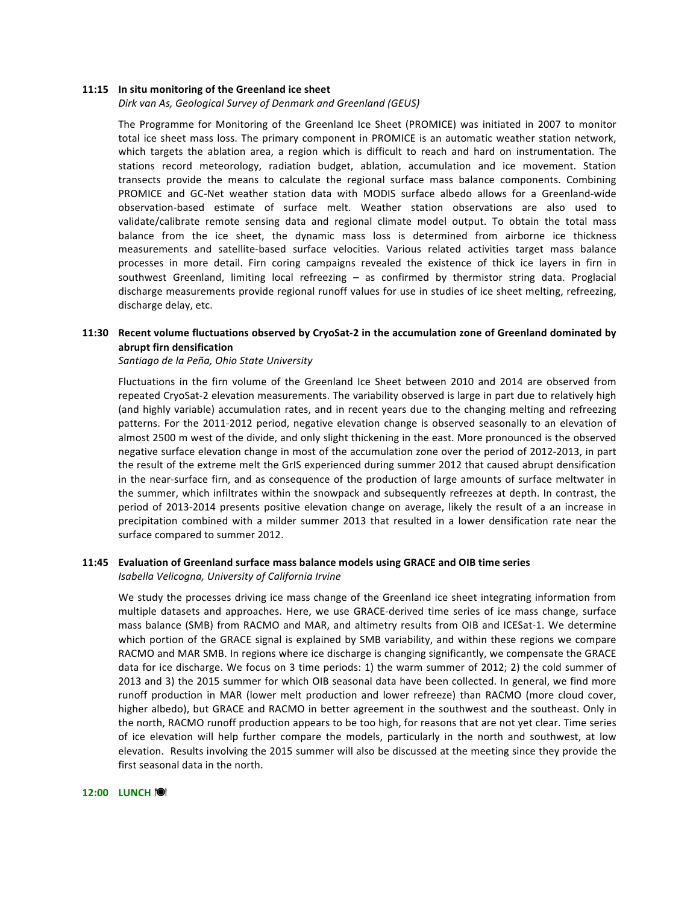**11:15 In situ monitoring of the Greenland ice sheet**
*Dirk van As, Geological Survey of Denmark and Greenland (GEUS)*

The Programme for Monitoring of the Greenland Ice Sheet (PROMICE) was initiated in 2007 to monitor total ice sheet mass loss. The primary component in PROMICE is an automatic weather station network, which targets the ablation area, a region which is difficult to reach and hard on instrumentation. The stations record meteorology, radiation budget, ablation, accumulation and ice movement. Station transects provide the means to calculate the regional surface mass balance components. Combining PROMICE and GC-Net weather station data with MODIS surface albedo allows for a Greenland-wide observation-based estimate of surface melt. Weather station observations are also used to validate/calibrate remote sensing data and regional climate model output. To obtain the total mass balance from the ice sheet, the dynamic mass loss is determined from airborne ice thickness measurements and satellite-based surface velocities. Various related activities target mass balance processes in more detail. Firn coring campaigns revealed the existence of thick ice layers in firn in southwest Greenland, limiting local refreezing – as confirmed by thermistor string data. Proglacial discharge measurements provide regional runoff values for use in studies of ice sheet melting, refreezing, discharge delay, etc.

**11:30 Recent volume fluctuations observed by CryoSat-2 in the accumulation zone of Greenland dominated by abrupt firn densification**
*Santiago de la Peña, Ohio State University*

Fluctuations in the firn volume of the Greenland Ice Sheet between 2010 and 2014 are observed from repeated CryoSat-2 elevation measurements. The variability observed is large in part due to relatively high (and highly variable) accumulation rates, and in recent years due to the changing melting and refreezing patterns. For the 2011-2012 period, negative elevation change is observed seasonally to an elevation of almost 2500 m west of the divide, and only slight thickening in the east. More pronounced is the observed negative surface elevation change in most of the accumulation zone over the period of 2012-2013, in part the result of the extreme melt the GrIS experienced during summer 2012 that caused abrupt densification in the near-surface firn, and as consequence of the production of large amounts of surface meltwater in the summer, which infiltrates within the snowpack and subsequently refreezes at depth. In contrast, the period of 2013-2014 presents positive elevation change on average, likely the result of a an increase in precipitation combined with a milder summer 2013 that resulted in a lower densification rate near the surface compared to summer 2012.

**11:45 Evaluation of Greenland surface mass balance models using GRACE and OIB time series**
*Isabella Velicogna, University of California Irvine*

We study the processes driving ice mass change of the Greenland ice sheet integrating information from multiple datasets and approaches. Here, we use GRACE-derived time series of ice mass change, surface mass balance (SMB) from RACMO and MAR, and altimetry results from OIB and ICESat-1. We determine which portion of the GRACE signal is explained by SMB variability, and within these regions we compare RACMO and MAR SMB. In regions where ice discharge is changing significantly, we compensate the GRACE data for ice discharge. We focus on 3 time periods: 1) the warm summer of 2012; 2) the cold summer of 2013 and 3) the 2015 summer for which OIB seasonal data have been collected. In general, we find more runoff production in MAR (lower melt production and lower refreeze) than RACMO (more cloud cover, higher albedo), but GRACE and RACMO in better agreement in the southwest and the southeast. Only in the north, RACMO runoff production appears to be too high, for reasons that are not yet clear. Time series of ice elevation will help further compare the models, particularly in the north and southwest, at low elevation. Results involving the 2015 summer will also be discussed at the meeting since they provide the first seasonal data in the north.

**12:00 LUNCH**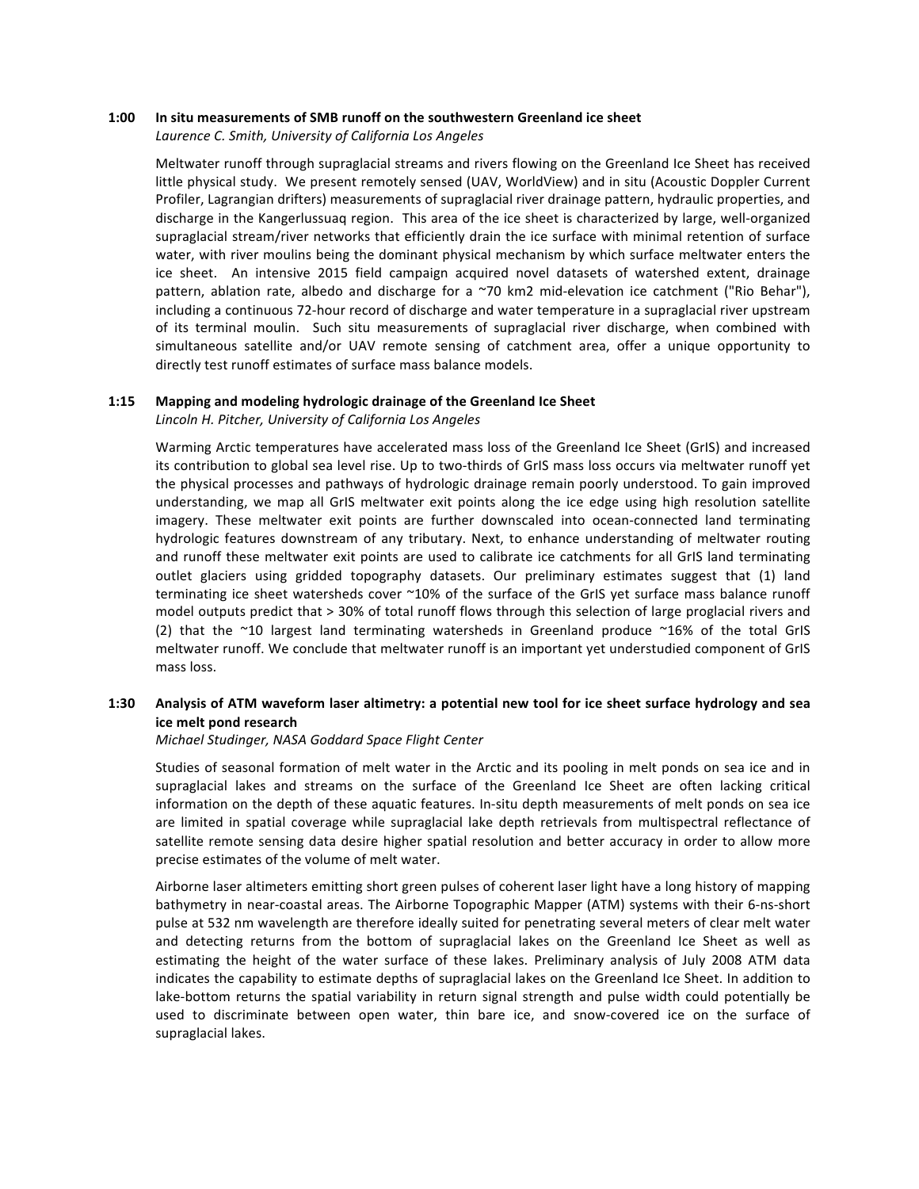**1:00 In situ measurements of SMB runoff on the southwestern Greenland ice sheet**
*Laurence C. Smith, University of California Los Angeles*

Meltwater runoff through supraglacial streams and rivers flowing on the Greenland Ice Sheet has received little physical study. We present remotely sensed (UAV, WorldView) and in situ (Acoustic Doppler Current Profiler, Lagrangian drifters) measurements of supraglacial river drainage pattern, hydraulic properties, and discharge in the Kangerlussuaq region. This area of the ice sheet is characterized by large, well-organized supraglacial stream/river networks that efficiently drain the ice surface with minimal retention of surface water, with river moulins being the dominant physical mechanism by which surface meltwater enters the ice sheet. An intensive 2015 field campaign acquired novel datasets of watershed extent, drainage pattern, ablation rate, albedo and discharge for a ~70 km2 mid-elevation ice catchment ("Rio Behar"), including a continuous 72-hour record of discharge and water temperature in a supraglacial river upstream of its terminal moulin. Such situ measurements of supraglacial river discharge, when combined with simultaneous satellite and/or UAV remote sensing of catchment area, offer a unique opportunity to directly test runoff estimates of surface mass balance models.

**1:15 Mapping and modeling hydrologic drainage of the Greenland Ice Sheet**
*Lincoln H. Pitcher, University of California Los Angeles*

Warming Arctic temperatures have accelerated mass loss of the Greenland Ice Sheet (GrIS) and increased its contribution to global sea level rise. Up to two-thirds of GrIS mass loss occurs via meltwater runoff yet the physical processes and pathways of hydrologic drainage remain poorly understood. To gain improved understanding, we map all GrIS meltwater exit points along the ice edge using high resolution satellite imagery. These meltwater exit points are further downscaled into ocean-connected land terminating hydrologic features downstream of any tributary. Next, to enhance understanding of meltwater routing and runoff these meltwater exit points are used to calibrate ice catchments for all GrIS land terminating outlet glaciers using gridded topography datasets. Our preliminary estimates suggest that (1) land terminating ice sheet watersheds cover ~10% of the surface of the GrIS yet surface mass balance runoff model outputs predict that > 30% of total runoff flows through this selection of large proglacial rivers and (2) that the ~10 largest land terminating watersheds in Greenland produce ~16% of the total GrIS meltwater runoff. We conclude that meltwater runoff is an important yet understudied component of GrIS mass loss.

**1:30 Analysis of ATM waveform laser altimetry: a potential new tool for ice sheet surface hydrology and sea ice melt pond research**
*Michael Studinger, NASA Goddard Space Flight Center*

Studies of seasonal formation of melt water in the Arctic and its pooling in melt ponds on sea ice and in supraglacial lakes and streams on the surface of the Greenland Ice Sheet are often lacking critical information on the depth of these aquatic features. In-situ depth measurements of melt ponds on sea ice are limited in spatial coverage while supraglacial lake depth retrievals from multispectral reflectance of satellite remote sensing data desire higher spatial resolution and better accuracy in order to allow more precise estimates of the volume of melt water.

Airborne laser altimeters emitting short green pulses of coherent laser light have a long history of mapping bathymetry in near-coastal areas. The Airborne Topographic Mapper (ATM) systems with their 6-ns-short pulse at 532 nm wavelength are therefore ideally suited for penetrating several meters of clear melt water and detecting returns from the bottom of supraglacial lakes on the Greenland Ice Sheet as well as estimating the height of the water surface of these lakes. Preliminary analysis of July 2008 ATM data indicates the capability to estimate depths of supraglacial lakes on the Greenland Ice Sheet. In addition to lake-bottom returns the spatial variability in return signal strength and pulse width could potentially be used to discriminate between open water, thin bare ice, and snow-covered ice on the surface of supraglacial lakes.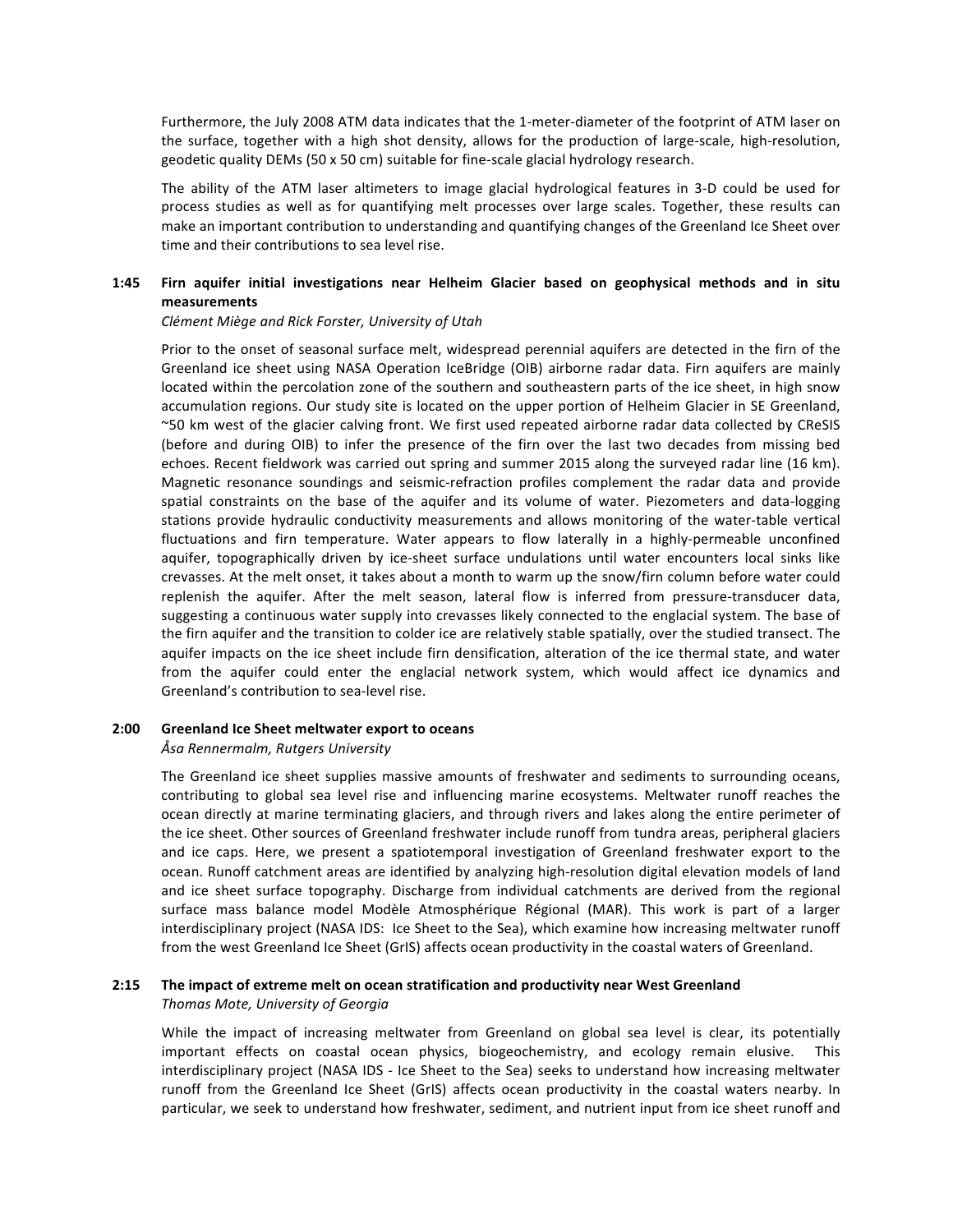Furthermore, the July 2008 ATM data indicates that the 1-meter-diameter of the footprint of ATM laser on the surface, together with a high shot density, allows for the production of large-scale, high-resolution, geodetic quality DEMs (50 x 50 cm) suitable for fine-scale glacial hydrology research.

The ability of the ATM laser altimeters to image glacial hydrological features in 3-D could be used for process studies as well as for quantifying melt processes over large scales. Together, these results can make an important contribution to understanding and quantifying changes of the Greenland Ice Sheet over time and their contributions to sea level rise.

**1:45 Firn aquifer initial investigations near Helheim Glacier based on geophysical methods and in situ measurements**

*Clément Miège and Rick Forster, University of Utah*

Prior to the onset of seasonal surface melt, widespread perennial aquifers are detected in the firn of the Greenland ice sheet using NASA Operation IceBridge (OIB) airborne radar data. Firn aquifers are mainly located within the percolation zone of the southern and southeastern parts of the ice sheet, in high snow accumulation regions. Our study site is located on the upper portion of Helheim Glacier in SE Greenland, ~50 km west of the glacier calving front. We first used repeated airborne radar data collected by CReSIS (before and during OIB) to infer the presence of the firn over the last two decades from missing bed echoes. Recent fieldwork was carried out spring and summer 2015 along the surveyed radar line (16 km). Magnetic resonance soundings and seismic-refraction profiles complement the radar data and provide spatial constraints on the base of the aquifer and its volume of water. Piezometers and data-logging stations provide hydraulic conductivity measurements and allows monitoring of the water-table vertical fluctuations and firn temperature. Water appears to flow laterally in a highly-permeable unconfined aquifer, topographically driven by ice-sheet surface undulations until water encounters local sinks like crevasses. At the melt onset, it takes about a month to warm up the snow/firn column before water could replenish the aquifer. After the melt season, lateral flow is inferred from pressure-transducer data, suggesting a continuous water supply into crevasses likely connected to the englacial system. The base of the firn aquifer and the transition to colder ice are relatively stable spatially, over the studied transect. The aquifer impacts on the ice sheet include firn densification, alteration of the ice thermal state, and water from the aquifer could enter the englacial network system, which would affect ice dynamics and Greenland's contribution to sea-level rise.

**2:00 Greenland Ice Sheet meltwater export to oceans**

*Åsa Rennermalm, Rutgers University*

The Greenland ice sheet supplies massive amounts of freshwater and sediments to surrounding oceans, contributing to global sea level rise and influencing marine ecosystems. Meltwater runoff reaches the ocean directly at marine terminating glaciers, and through rivers and lakes along the entire perimeter of the ice sheet. Other sources of Greenland freshwater include runoff from tundra areas, peripheral glaciers and ice caps. Here, we present a spatiotemporal investigation of Greenland freshwater export to the ocean. Runoff catchment areas are identified by analyzing high-resolution digital elevation models of land and ice sheet surface topography. Discharge from individual catchments are derived from the regional surface mass balance model Modèle Atmosphérique Régional (MAR). This work is part of a larger interdisciplinary project (NASA IDS: Ice Sheet to the Sea), which examine how increasing meltwater runoff from the west Greenland Ice Sheet (GrIS) affects ocean productivity in the coastal waters of Greenland.

**2:15 The impact of extreme melt on ocean stratification and productivity near West Greenland**

*Thomas Mote, University of Georgia*

While the impact of increasing meltwater from Greenland on global sea level is clear, its potentially important effects on coastal ocean physics, biogeochemistry, and ecology remain elusive. This interdisciplinary project (NASA IDS - Ice Sheet to the Sea) seeks to understand how increasing meltwater runoff from the Greenland Ice Sheet (GrIS) affects ocean productivity in the coastal waters nearby. In particular, we seek to understand how freshwater, sediment, and nutrient input from ice sheet runoff and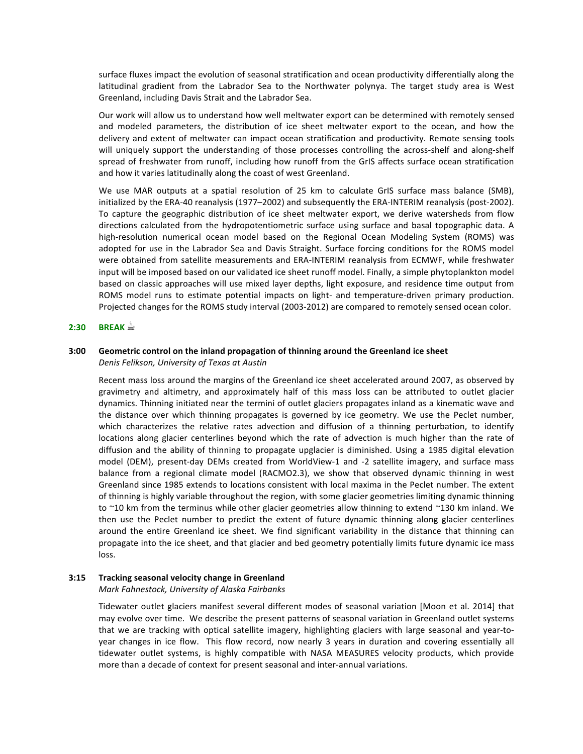surface fluxes impact the evolution of seasonal stratification and ocean productivity differentially along the latitudinal gradient from the Labrador Sea to the Northwater polynya. The target study area is West Greenland, including Davis Strait and the Labrador Sea.

Our work will allow us to understand how well meltwater export can be determined with remotely sensed and modeled parameters, the distribution of ice sheet meltwater export to the ocean, and how the delivery and extent of meltwater can impact ocean stratification and productivity. Remote sensing tools will uniquely support the understanding of those processes controlling the across-shelf and along-shelf spread of freshwater from runoff, including how runoff from the GrIS affects surface ocean stratification and how it varies latitudinally along the coast of west Greenland.

We use MAR outputs at a spatial resolution of 25 km to calculate GrIS surface mass balance (SMB), initialized by the ERA-40 reanalysis (1977–2002) and subsequently the ERA-INTERIM reanalysis (post-2002). To capture the geographic distribution of ice sheet meltwater export, we derive watersheds from flow directions calculated from the hydropotentiometric surface using surface and basal topographic data. A high-resolution numerical ocean model based on the Regional Ocean Modeling System (ROMS) was adopted for use in the Labrador Sea and Davis Straight. Surface forcing conditions for the ROMS model were obtained from satellite measurements and ERA-INTERIM reanalysis from ECMWF, while freshwater input will be imposed based on our validated ice sheet runoff model. Finally, a simple phytoplankton model based on classic approaches will use mixed layer depths, light exposure, and residence time output from ROMS model runs to estimate potential impacts on light- and temperature-driven primary production. Projected changes for the ROMS study interval (2003-2012) are compared to remotely sensed ocean color.

**2:30 BREAK ☕**

**3:00 Geometric control on the inland propagation of thinning around the Greenland ice sheet**
*Denis Felikson, University of Texas at Austin*

Recent mass loss around the margins of the Greenland ice sheet accelerated around 2007, as observed by gravimetry and altimetry, and approximately half of this mass loss can be attributed to outlet glacier dynamics. Thinning initiated near the termini of outlet glaciers propagates inland as a kinematic wave and the distance over which thinning propagates is governed by ice geometry. We use the Peclet number, which characterizes the relative rates advection and diffusion of a thinning perturbation, to identify locations along glacier centerlines beyond which the rate of advection is much higher than the rate of diffusion and the ability of thinning to propagate upglacier is diminished. Using a 1985 digital elevation model (DEM), present-day DEMs created from WorldView-1 and -2 satellite imagery, and surface mass balance from a regional climate model (RACMO2.3), we show that observed dynamic thinning in west Greenland since 1985 extends to locations consistent with local maxima in the Peclet number. The extent of thinning is highly variable throughout the region, with some glacier geometries limiting dynamic thinning to ~10 km from the terminus while other glacier geometries allow thinning to extend ~130 km inland. We then use the Peclet number to predict the extent of future dynamic thinning along glacier centerlines around the entire Greenland ice sheet. We find significant variability in the distance that thinning can propagate into the ice sheet, and that glacier and bed geometry potentially limits future dynamic ice mass loss.

**3:15 Tracking seasonal velocity change in Greenland**
*Mark Fahnestock, University of Alaska Fairbanks*

Tidewater outlet glaciers manifest several different modes of seasonal variation [Moon et al. 2014] that may evolve over time. We describe the present patterns of seasonal variation in Greenland outlet systems that we are tracking with optical satellite imagery, highlighting glaciers with large seasonal and year-to-year changes in ice flow. This flow record, now nearly 3 years in duration and covering essentially all tidewater outlet systems, is highly compatible with NASA MEASURES velocity products, which provide more than a decade of context for present seasonal and inter-annual variations.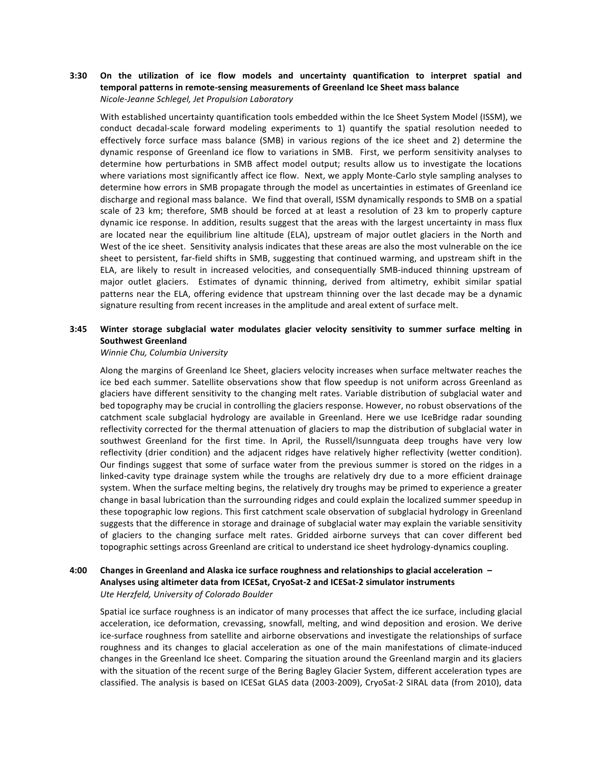**3:30 On the utilization of ice flow models and uncertainty quantification to interpret spatial and temporal patterns in remote-sensing measurements of Greenland Ice Sheet mass balance**
*Nicole-Jeanne Schlegel, Jet Propulsion Laboratory*

With established uncertainty quantification tools embedded within the Ice Sheet System Model (ISSM), we conduct decadal-scale forward modeling experiments to 1) quantify the spatial resolution needed to effectively force surface mass balance (SMB) in various regions of the ice sheet and 2) determine the dynamic response of Greenland ice flow to variations in SMB. First, we perform sensitivity analyses to determine how perturbations in SMB affect model output; results allow us to investigate the locations where variations most significantly affect ice flow. Next, we apply Monte-Carlo style sampling analyses to determine how errors in SMB propagate through the model as uncertainties in estimates of Greenland ice discharge and regional mass balance. We find that overall, ISSM dynamically responds to SMB on a spatial scale of 23 km; therefore, SMB should be forced at at least a resolution of 23 km to properly capture dynamic ice response. In addition, results suggest that the areas with the largest uncertainty in mass flux are located near the equilibrium line altitude (ELA), upstream of major outlet glaciers in the North and West of the ice sheet. Sensitivity analysis indicates that these areas are also the most vulnerable on the ice sheet to persistent, far-field shifts in SMB, suggesting that continued warming, and upstream shift in the ELA, are likely to result in increased velocities, and consequentially SMB-induced thinning upstream of major outlet glaciers. Estimates of dynamic thinning, derived from altimetry, exhibit similar spatial patterns near the ELA, offering evidence that upstream thinning over the last decade may be a dynamic signature resulting from recent increases in the amplitude and areal extent of surface melt.

**3:45 Winter storage subglacial water modulates glacier velocity sensitivity to summer surface melting in Southwest Greenland**
*Winnie Chu, Columbia University*

Along the margins of Greenland Ice Sheet, glaciers velocity increases when surface meltwater reaches the ice bed each summer. Satellite observations show that flow speedup is not uniform across Greenland as glaciers have different sensitivity to the changing melt rates. Variable distribution of subglacial water and bed topography may be crucial in controlling the glaciers response. However, no robust observations of the catchment scale subglacial hydrology are available in Greenland. Here we use IceBridge radar sounding reflectivity corrected for the thermal attenuation of glaciers to map the distribution of subglacial water in southwest Greenland for the first time. In April, the Russell/Isunnguata deep troughs have very low reflectivity (drier condition) and the adjacent ridges have relatively higher reflectivity (wetter condition). Our findings suggest that some of surface water from the previous summer is stored on the ridges in a linked-cavity type drainage system while the troughs are relatively dry due to a more efficient drainage system. When the surface melting begins, the relatively dry troughs may be primed to experience a greater change in basal lubrication than the surrounding ridges and could explain the localized summer speedup in these topographic low regions. This first catchment scale observation of subglacial hydrology in Greenland suggests that the difference in storage and drainage of subglacial water may explain the variable sensitivity of glaciers to the changing surface melt rates. Gridded airborne surveys that can cover different bed topographic settings across Greenland are critical to understand ice sheet hydrology-dynamics coupling.

**4:00 Changes in Greenland and Alaska ice surface roughness and relationships to glacial acceleration – Analyses using altimeter data from ICESat, CryoSat-2 and ICESat-2 simulator instruments**
*Ute Herzfeld, University of Colorado Boulder*

Spatial ice surface roughness is an indicator of many processes that affect the ice surface, including glacial acceleration, ice deformation, crevassing, snowfall, melting, and wind deposition and erosion. We derive ice-surface roughness from satellite and airborne observations and investigate the relationships of surface roughness and its changes to glacial acceleration as one of the main manifestations of climate-induced changes in the Greenland Ice sheet. Comparing the situation around the Greenland margin and its glaciers with the situation of the recent surge of the Bering Bagley Glacier System, different acceleration types are classified. The analysis is based on ICESat GLAS data (2003-2009), CryoSat-2 SIRAL data (from 2010), data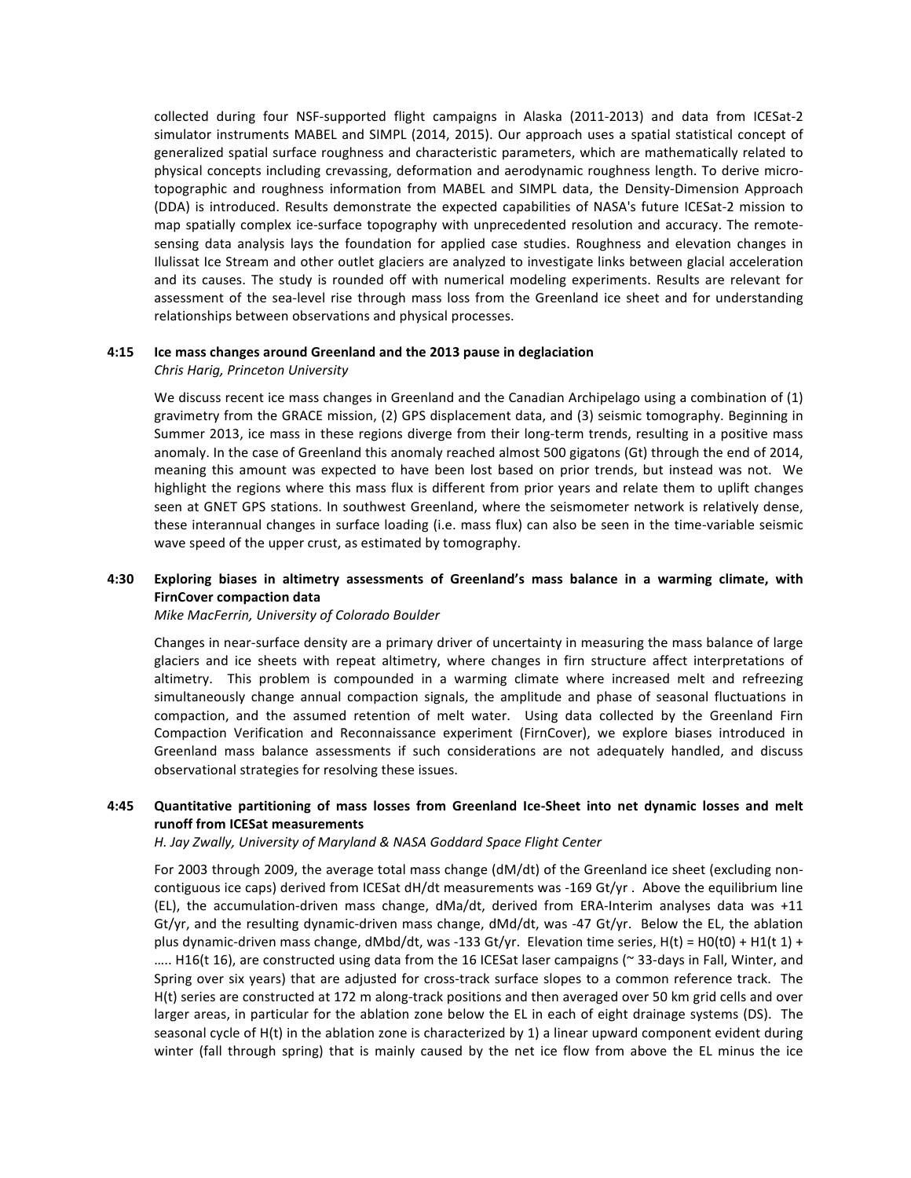collected during four NSF-supported flight campaigns in Alaska (2011-2013) and data from ICESat-2 simulator instruments MABEL and SIMPL (2014, 2015). Our approach uses a spatial statistical concept of generalized spatial surface roughness and characteristic parameters, which are mathematically related to physical concepts including crevassing, deformation and aerodynamic roughness length. To derive micro-topographic and roughness information from MABEL and SIMPL data, the Density-Dimension Approach (DDA) is introduced. Results demonstrate the expected capabilities of NASA's future ICESat-2 mission to map spatially complex ice-surface topography with unprecedented resolution and accuracy. The remote-sensing data analysis lays the foundation for applied case studies. Roughness and elevation changes in Ilulissat Ice Stream and other outlet glaciers are analyzed to investigate links between glacial acceleration and its causes. The study is rounded off with numerical modeling experiments. Results are relevant for assessment of the sea-level rise through mass loss from the Greenland ice sheet and for understanding relationships between observations and physical processes.

**4:15 Ice mass changes around Greenland and the 2013 pause in deglaciation**
*Chris Harig, Princeton University*

We discuss recent ice mass changes in Greenland and the Canadian Archipelago using a combination of (1) gravimetry from the GRACE mission, (2) GPS displacement data, and (3) seismic tomography. Beginning in Summer 2013, ice mass in these regions diverge from their long-term trends, resulting in a positive mass anomaly. In the case of Greenland this anomaly reached almost 500 gigatons (Gt) through the end of 2014, meaning this amount was expected to have been lost based on prior trends, but instead was not. We highlight the regions where this mass flux is different from prior years and relate them to uplift changes seen at GNET GPS stations. In southwest Greenland, where the seismometer network is relatively dense, these interannual changes in surface loading (i.e. mass flux) can also be seen in the time-variable seismic wave speed of the upper crust, as estimated by tomography.

**4:30 Exploring biases in altimetry assessments of Greenland's mass balance in a warming climate, with FirnCover compaction data**
*Mike MacFerrin, University of Colorado Boulder*

Changes in near-surface density are a primary driver of uncertainty in measuring the mass balance of large glaciers and ice sheets with repeat altimetry, where changes in firn structure affect interpretations of altimetry. This problem is compounded in a warming climate where increased melt and refreezing simultaneously change annual compaction signals, the amplitude and phase of seasonal fluctuations in compaction, and the assumed retention of melt water. Using data collected by the Greenland Firn Compaction Verification and Reconnaissance experiment (FirnCover), we explore biases introduced in Greenland mass balance assessments if such considerations are not adequately handled, and discuss observational strategies for resolving these issues.

**4:45 Quantitative partitioning of mass losses from Greenland Ice-Sheet into net dynamic losses and melt runoff from ICESat measurements**
*H. Jay Zwally, University of Maryland & NASA Goddard Space Flight Center*

For 2003 through 2009, the average total mass change (dM/dt) of the Greenland ice sheet (excluding non-contiguous ice caps) derived from ICESat dH/dt measurements was -169 Gt/yr . Above the equilibrium line (EL), the accumulation-driven mass change, dMa/dt, derived from ERA-Interim analyses data was +11 Gt/yr, and the resulting dynamic-driven mass change, dMd/dt, was -47 Gt/yr. Below the EL, the ablation plus dynamic-driven mass change, dMbd/dt, was -133 Gt/yr. Elevation time series, H(t) = H0(t0) + H1(t 1) + ..... H16(t 16), are constructed using data from the 16 ICESat laser campaigns (~ 33-days in Fall, Winter, and Spring over six years) that are adjusted for cross-track surface slopes to a common reference track. The H(t) series are constructed at 172 m along-track positions and then averaged over 50 km grid cells and over larger areas, in particular for the ablation zone below the EL in each of eight drainage systems (DS). The seasonal cycle of H(t) in the ablation zone is characterized by 1) a linear upward component evident during winter (fall through spring) that is mainly caused by the net ice flow from above the EL minus the ice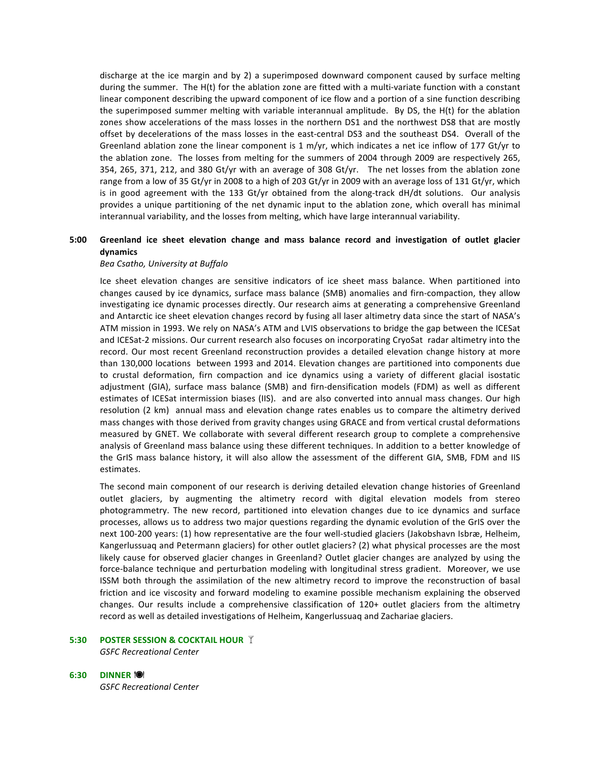discharge at the ice margin and by 2) a superimposed downward component caused by surface melting during the summer. The H(t) for the ablation zone are fitted with a multi-variate function with a constant linear component describing the upward component of ice flow and a portion of a sine function describing the superimposed summer melting with variable interannual amplitude. By DS, the H(t) for the ablation zones show accelerations of the mass losses in the northern DS1 and the northwest DS8 that are mostly offset by decelerations of the mass losses in the east-central DS3 and the southeast DS4. Overall of the Greenland ablation zone the linear component is 1 m/yr, which indicates a net ice inflow of 177 Gt/yr to the ablation zone. The losses from melting for the summers of 2004 through 2009 are respectively 265, 354, 265, 371, 212, and 380 Gt/yr with an average of 308 Gt/yr. The net losses from the ablation zone range from a low of 35 Gt/yr in 2008 to a high of 203 Gt/yr in 2009 with an average loss of 131 Gt/yr, which is in good agreement with the 133 Gt/yr obtained from the along-track dH/dt solutions. Our analysis provides a unique partitioning of the net dynamic input to the ablation zone, which overall has minimal interannual variability, and the losses from melting, which have large interannual variability.

**5:00 Greenland ice sheet elevation change and mass balance record and investigation of outlet glacier dynamics**

*Bea Csatho, University at Buffalo*

Ice sheet elevation changes are sensitive indicators of ice sheet mass balance. When partitioned into changes caused by ice dynamics, surface mass balance (SMB) anomalies and firn-compaction, they allow investigating ice dynamic processes directly. Our research aims at generating a comprehensive Greenland and Antarctic ice sheet elevation changes record by fusing all laser altimetry data since the start of NASA's ATM mission in 1993. We rely on NASA's ATM and LVIS observations to bridge the gap between the ICESat and ICESat-2 missions. Our current research also focuses on incorporating CryoSat radar altimetry into the record. Our most recent Greenland reconstruction provides a detailed elevation change history at more than 130,000 locations between 1993 and 2014. Elevation changes are partitioned into components due to crustal deformation, firn compaction and ice dynamics using a variety of different glacial isostatic adjustment (GIA), surface mass balance (SMB) and firn-densification models (FDM) as well as different estimates of ICESat intermission biases (IIS). and are also converted into annual mass changes. Our high resolution (2 km) annual mass and elevation change rates enables us to compare the altimetry derived mass changes with those derived from gravity changes using GRACE and from vertical crustal deformations measured by GNET. We collaborate with several different research group to complete a comprehensive analysis of Greenland mass balance using these different techniques. In addition to a better knowledge of the GrIS mass balance history, it will also allow the assessment of the different GIA, SMB, FDM and IIS estimates.

The second main component of our research is deriving detailed elevation change histories of Greenland outlet glaciers, by augmenting the altimetry record with digital elevation models from stereo photogrammetry. The new record, partitioned into elevation changes due to ice dynamics and surface processes, allows us to address two major questions regarding the dynamic evolution of the GrIS over the next 100-200 years: (1) how representative are the four well-studied glaciers (Jakobshavn Isbræ, Helheim, Kangerlussuaq and Petermann glaciers) for other outlet glaciers? (2) what physical processes are the most likely cause for observed glacier changes in Greenland? Outlet glacier changes are analyzed by using the force-balance technique and perturbation modeling with longitudinal stress gradient. Moreover, we use ISSM both through the assimilation of the new altimetry record to improve the reconstruction of basal friction and ice viscosity and forward modeling to examine possible mechanism explaining the observed changes. Our results include a comprehensive classification of 120+ outlet glaciers from the altimetry record as well as detailed investigations of Helheim, Kangerlussuaq and Zachariae glaciers.

**5:30 POSTER SESSION & COCKTAIL HOUR** 🍸

*GSFC Recreational Center*

**6:30 DINNER** 🍽

*GSFC Recreational Center*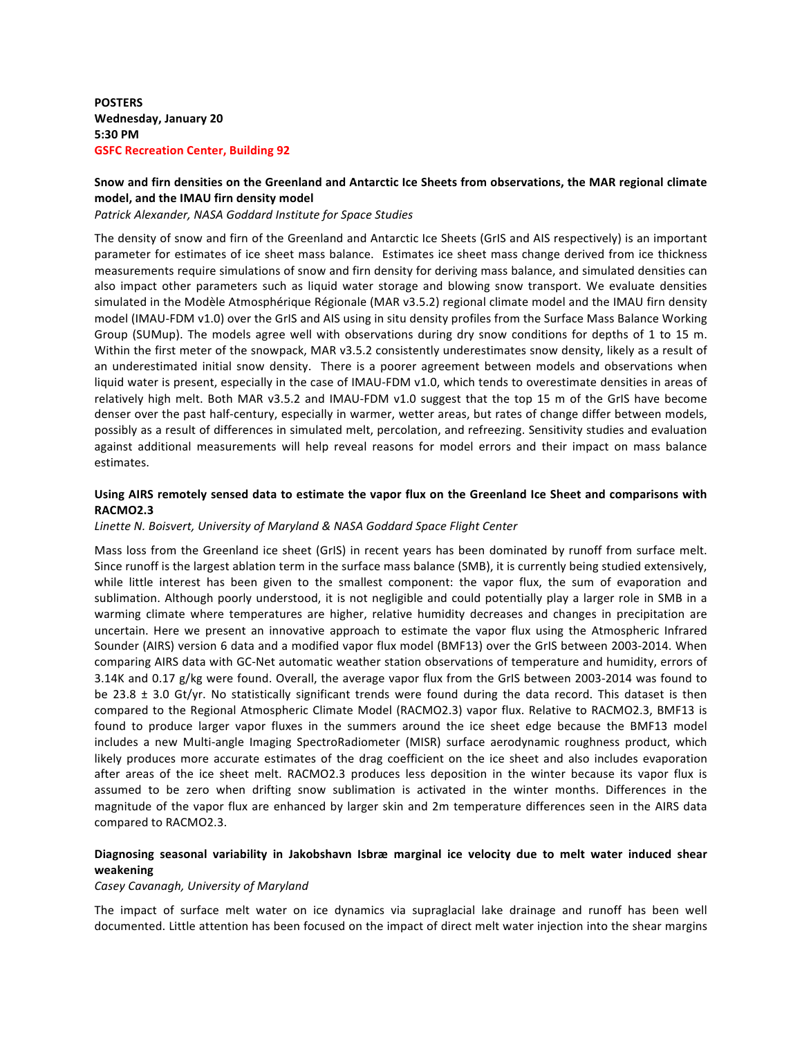**POSTERS**
**Wednesday, January 20**
**5:30 PM**
**GSFC Recreation Center, Building 92**

**Snow and firn densities on the Greenland and Antarctic Ice Sheets from observations, the MAR regional climate model, and the IMAU firn density model**
*Patrick Alexander, NASA Goddard Institute for Space Studies*

The density of snow and firn of the Greenland and Antarctic Ice Sheets (GrIS and AIS respectively) is an important parameter for estimates of ice sheet mass balance. Estimates ice sheet mass change derived from ice thickness measurements require simulations of snow and firn density for deriving mass balance, and simulated densities can also impact other parameters such as liquid water storage and blowing snow transport. We evaluate densities simulated in the Modèle Atmosphérique Régionale (MAR v3.5.2) regional climate model and the IMAU firn density model (IMAU-FDM v1.0) over the GrIS and AIS using in situ density profiles from the Surface Mass Balance Working Group (SUMup). The models agree well with observations during dry snow conditions for depths of 1 to 15 m. Within the first meter of the snowpack, MAR v3.5.2 consistently underestimates snow density, likely as a result of an underestimated initial snow density. There is a poorer agreement between models and observations when liquid water is present, especially in the case of IMAU-FDM v1.0, which tends to overestimate densities in areas of relatively high melt. Both MAR v3.5.2 and IMAU-FDM v1.0 suggest that the top 15 m of the GrIS have become denser over the past half-century, especially in warmer, wetter areas, but rates of change differ between models, possibly as a result of differences in simulated melt, percolation, and refreezing. Sensitivity studies and evaluation against additional measurements will help reveal reasons for model errors and their impact on mass balance estimates.

**Using AIRS remotely sensed data to estimate the vapor flux on the Greenland Ice Sheet and comparisons with RACMO2.3**
*Linette N. Boisvert, University of Maryland & NASA Goddard Space Flight Center*

Mass loss from the Greenland ice sheet (GrIS) in recent years has been dominated by runoff from surface melt. Since runoff is the largest ablation term in the surface mass balance (SMB), it is currently being studied extensively, while little interest has been given to the smallest component: the vapor flux, the sum of evaporation and sublimation. Although poorly understood, it is not negligible and could potentially play a larger role in SMB in a warming climate where temperatures are higher, relative humidity decreases and changes in precipitation are uncertain. Here we present an innovative approach to estimate the vapor flux using the Atmospheric Infrared Sounder (AIRS) version 6 data and a modified vapor flux model (BMF13) over the GrIS between 2003-2014. When comparing AIRS data with GC-Net automatic weather station observations of temperature and humidity, errors of 3.14K and 0.17 g/kg were found. Overall, the average vapor flux from the GrIS between 2003-2014 was found to be 23.8 ± 3.0 Gt/yr. No statistically significant trends were found during the data record. This dataset is then compared to the Regional Atmospheric Climate Model (RACMO2.3) vapor flux. Relative to RACMO2.3, BMF13 is found to produce larger vapor fluxes in the summers around the ice sheet edge because the BMF13 model includes a new Multi-angle Imaging SpectroRadiometer (MISR) surface aerodynamic roughness product, which likely produces more accurate estimates of the drag coefficient on the ice sheet and also includes evaporation after areas of the ice sheet melt. RACMO2.3 produces less deposition in the winter because its vapor flux is assumed to be zero when drifting snow sublimation is activated in the winter months. Differences in the magnitude of the vapor flux are enhanced by larger skin and 2m temperature differences seen in the AIRS data compared to RACMO2.3.

**Diagnosing seasonal variability in Jakobshavn Isbræ marginal ice velocity due to melt water induced shear weakening**
*Casey Cavanagh, University of Maryland*

The impact of surface melt water on ice dynamics via supraglacial lake drainage and runoff has been well documented. Little attention has been focused on the impact of direct melt water injection into the shear margins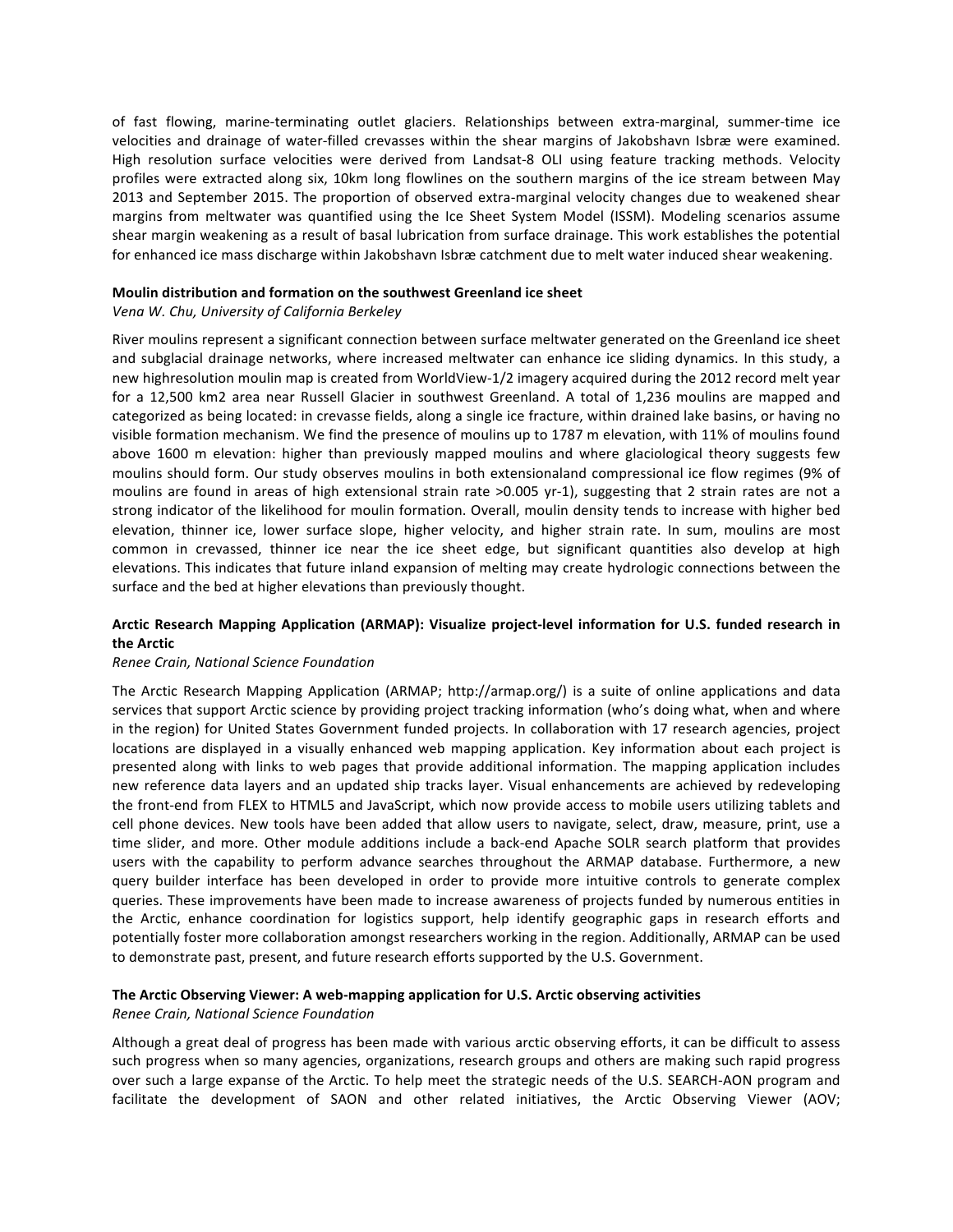of fast flowing, marine-terminating outlet glaciers. Relationships between extra-marginal, summer-time ice velocities and drainage of water-filled crevasses within the shear margins of Jakobshavn Isbræ were examined. High resolution surface velocities were derived from Landsat-8 OLI using feature tracking methods. Velocity profiles were extracted along six, 10km long flowlines on the southern margins of the ice stream between May 2013 and September 2015. The proportion of observed extra-marginal velocity changes due to weakened shear margins from meltwater was quantified using the Ice Sheet System Model (ISSM). Modeling scenarios assume shear margin weakening as a result of basal lubrication from surface drainage. This work establishes the potential for enhanced ice mass discharge within Jakobshavn Isbræ catchment due to melt water induced shear weakening.

**Moulin distribution and formation on the southwest Greenland ice sheet**
*Vena W. Chu, University of California Berkeley*

River moulins represent a significant connection between surface meltwater generated on the Greenland ice sheet and subglacial drainage networks, where increased meltwater can enhance ice sliding dynamics. In this study, a new highresolution moulin map is created from WorldView-1/2 imagery acquired during the 2012 record melt year for a 12,500 km2 area near Russell Glacier in southwest Greenland. A total of 1,236 moulins are mapped and categorized as being located: in crevasse fields, along a single ice fracture, within drained lake basins, or having no visible formation mechanism. We find the presence of moulins up to 1787 m elevation, with 11% of moulins found above 1600 m elevation: higher than previously mapped moulins and where glaciological theory suggests few moulins should form. Our study observes moulins in both extensionaland compressional ice flow regimes (9% of moulins are found in areas of high extensional strain rate >0.005 yr-1), suggesting that 2 strain rates are not a strong indicator of the likelihood for moulin formation. Overall, moulin density tends to increase with higher bed elevation, thinner ice, lower surface slope, higher velocity, and higher strain rate. In sum, moulins are most common in crevassed, thinner ice near the ice sheet edge, but significant quantities also develop at high elevations. This indicates that future inland expansion of melting may create hydrologic connections between the surface and the bed at higher elevations than previously thought.

**Arctic Research Mapping Application (ARMAP): Visualize project-level information for U.S. funded research in the Arctic**
*Renee Crain, National Science Foundation*

The Arctic Research Mapping Application (ARMAP; http://armap.org/) is a suite of online applications and data services that support Arctic science by providing project tracking information (who's doing what, when and where in the region) for United States Government funded projects. In collaboration with 17 research agencies, project locations are displayed in a visually enhanced web mapping application. Key information about each project is presented along with links to web pages that provide additional information. The mapping application includes new reference data layers and an updated ship tracks layer. Visual enhancements are achieved by redeveloping the front-end from FLEX to HTML5 and JavaScript, which now provide access to mobile users utilizing tablets and cell phone devices. New tools have been added that allow users to navigate, select, draw, measure, print, use a time slider, and more. Other module additions include a back-end Apache SOLR search platform that provides users with the capability to perform advance searches throughout the ARMAP database. Furthermore, a new query builder interface has been developed in order to provide more intuitive controls to generate complex queries. These improvements have been made to increase awareness of projects funded by numerous entities in the Arctic, enhance coordination for logistics support, help identify geographic gaps in research efforts and potentially foster more collaboration amongst researchers working in the region. Additionally, ARMAP can be used to demonstrate past, present, and future research efforts supported by the U.S. Government.

**The Arctic Observing Viewer: A web-mapping application for U.S. Arctic observing activities**
*Renee Crain, National Science Foundation*

Although a great deal of progress has been made with various arctic observing efforts, it can be difficult to assess such progress when so many agencies, organizations, research groups and others are making such rapid progress over such a large expanse of the Arctic. To help meet the strategic needs of the U.S. SEARCH-AON program and facilitate the development of SAON and other related initiatives, the Arctic Observing Viewer (AOV;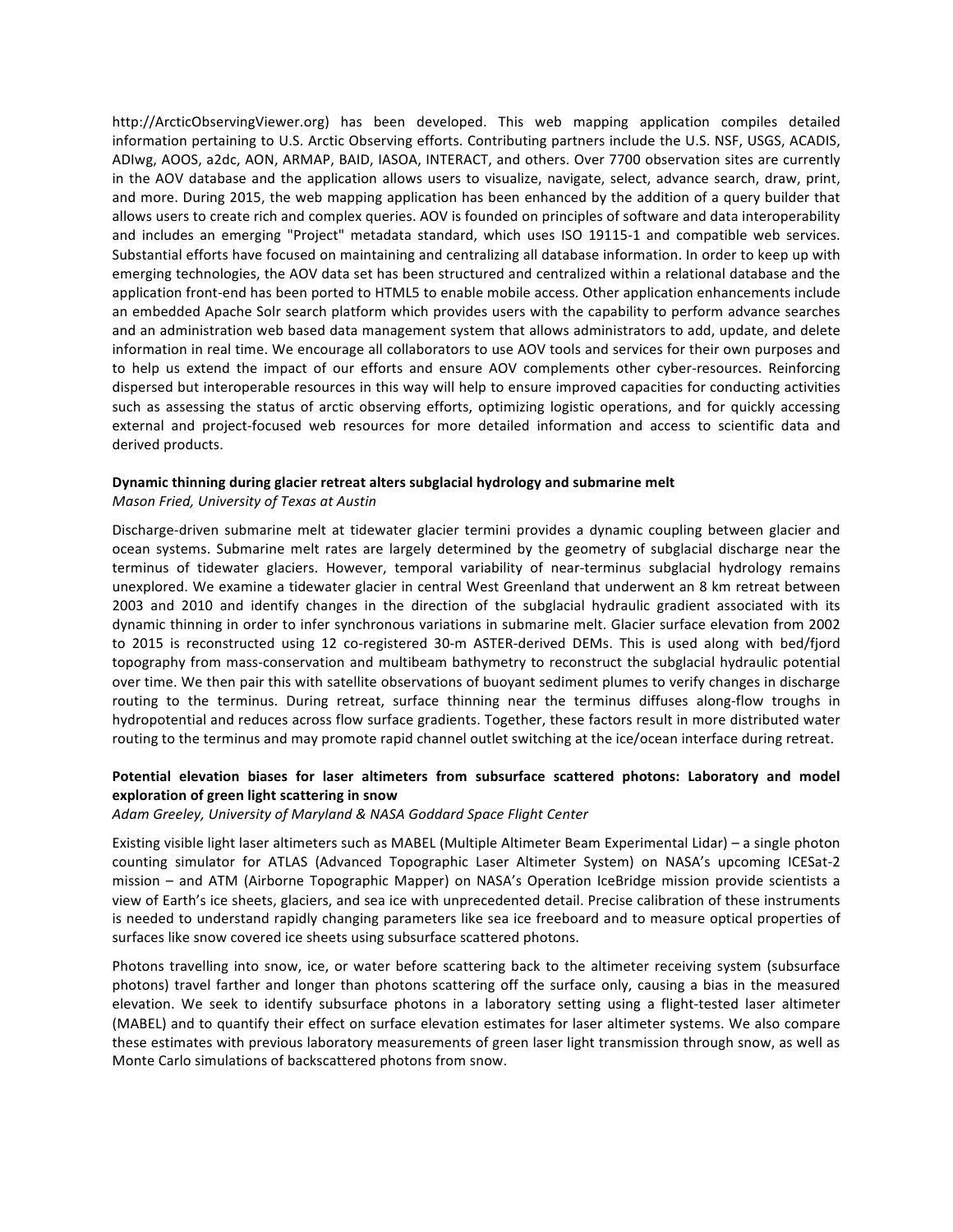http://ArcticObservingViewer.org) has been developed. This web mapping application compiles detailed information pertaining to U.S. Arctic Observing efforts. Contributing partners include the U.S. NSF, USGS, ACADIS, ADIwg, AOOS, a2dc, AON, ARMAP, BAID, IASOA, INTERACT, and others. Over 7700 observation sites are currently in the AOV database and the application allows users to visualize, navigate, select, advance search, draw, print, and more. During 2015, the web mapping application has been enhanced by the addition of a query builder that allows users to create rich and complex queries. AOV is founded on principles of software and data interoperability and includes an emerging "Project" metadata standard, which uses ISO 19115-1 and compatible web services. Substantial efforts have focused on maintaining and centralizing all database information. In order to keep up with emerging technologies, the AOV data set has been structured and centralized within a relational database and the application front-end has been ported to HTML5 to enable mobile access. Other application enhancements include an embedded Apache Solr search platform which provides users with the capability to perform advance searches and an administration web based data management system that allows administrators to add, update, and delete information in real time. We encourage all collaborators to use AOV tools and services for their own purposes and to help us extend the impact of our efforts and ensure AOV complements other cyber-resources. Reinforcing dispersed but interoperable resources in this way will help to ensure improved capacities for conducting activities such as assessing the status of arctic observing efforts, optimizing logistic operations, and for quickly accessing external and project-focused web resources for more detailed information and access to scientific data and derived products.

**Dynamic thinning during glacier retreat alters subglacial hydrology and submarine melt**
*Mason Fried, University of Texas at Austin*

Discharge-driven submarine melt at tidewater glacier termini provides a dynamic coupling between glacier and ocean systems. Submarine melt rates are largely determined by the geometry of subglacial discharge near the terminus of tidewater glaciers. However, temporal variability of near-terminus subglacial hydrology remains unexplored. We examine a tidewater glacier in central West Greenland that underwent an 8 km retreat between 2003 and 2010 and identify changes in the direction of the subglacial hydraulic gradient associated with its dynamic thinning in order to infer synchronous variations in submarine melt. Glacier surface elevation from 2002 to 2015 is reconstructed using 12 co-registered 30-m ASTER-derived DEMs. This is used along with bed/fjord topography from mass-conservation and multibeam bathymetry to reconstruct the subglacial hydraulic potential over time. We then pair this with satellite observations of buoyant sediment plumes to verify changes in discharge routing to the terminus. During retreat, surface thinning near the terminus diffuses along-flow troughs in hydropotential and reduces across flow surface gradients. Together, these factors result in more distributed water routing to the terminus and may promote rapid channel outlet switching at the ice/ocean interface during retreat.

**Potential elevation biases for laser altimeters from subsurface scattered photons: Laboratory and model exploration of green light scattering in snow**
*Adam Greeley, University of Maryland & NASA Goddard Space Flight Center*

Existing visible light laser altimeters such as MABEL (Multiple Altimeter Beam Experimental Lidar) – a single photon counting simulator for ATLAS (Advanced Topographic Laser Altimeter System) on NASA's upcoming ICESat-2 mission – and ATM (Airborne Topographic Mapper) on NASA's Operation IceBridge mission provide scientists a view of Earth's ice sheets, glaciers, and sea ice with unprecedented detail. Precise calibration of these instruments is needed to understand rapidly changing parameters like sea ice freeboard and to measure optical properties of surfaces like snow covered ice sheets using subsurface scattered photons.

Photons travelling into snow, ice, or water before scattering back to the altimeter receiving system (subsurface photons) travel farther and longer than photons scattering off the surface only, causing a bias in the measured elevation. We seek to identify subsurface photons in a laboratory setting using a flight-tested laser altimeter (MABEL) and to quantify their effect on surface elevation estimates for laser altimeter systems. We also compare these estimates with previous laboratory measurements of green laser light transmission through snow, as well as Monte Carlo simulations of backscattered photons from snow.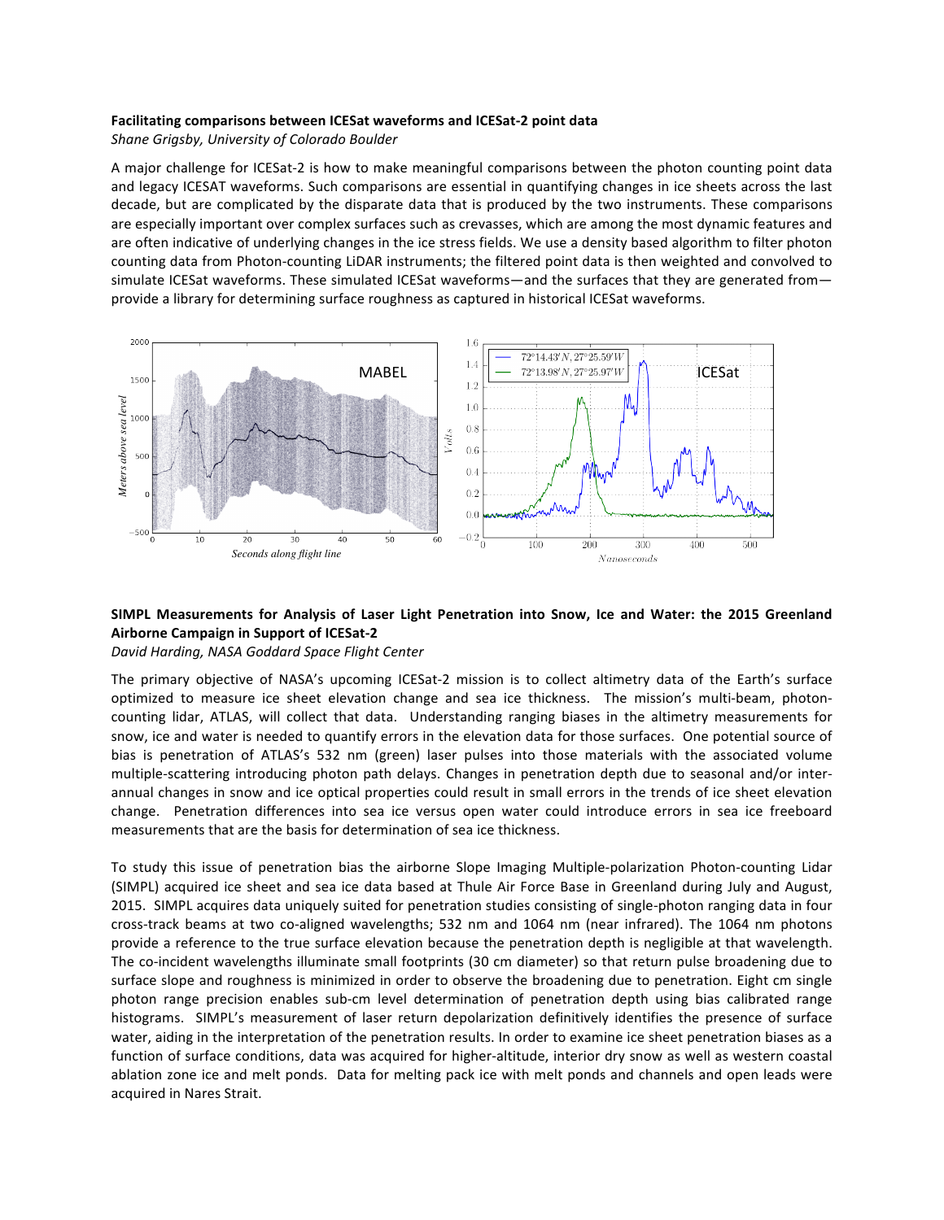**Facilitating comparisons between ICESat waveforms and ICESat-2 point data**

*Shane Grigsby, University of Colorado Boulder*

A major challenge for ICESat-2 is how to make meaningful comparisons between the photon counting point data and legacy ICESAT waveforms. Such comparisons are essential in quantifying changes in ice sheets across the last decade, but are complicated by the disparate data that is produced by the two instruments. These comparisons are especially important over complex surfaces such as crevasses, which are among the most dynamic features and are often indicative of underlying changes in the ice stress fields. We use a density based algorithm to filter photon counting data from Photon-counting LiDAR instruments; the filtered point data is then weighted and convolved to simulate ICESat waveforms. These simulated ICESat waveforms—and the surfaces that they are generated from—provide a library for determining surface roughness as captured in historical ICESat waveforms.

**SIMPL Measurements for Analysis of Laser Light Penetration into Snow, Ice and Water: the 2015 Greenland Airborne Campaign in Support of ICESat-2**

*David Harding, NASA Goddard Space Flight Center*

The primary objective of NASA's upcoming ICESat-2 mission is to collect altimetry data of the Earth's surface optimized to measure ice sheet elevation change and sea ice thickness. The mission's multi-beam, photon-counting lidar, ATLAS, will collect that data. Understanding ranging biases in the altimetry measurements for snow, ice and water is needed to quantify errors in the elevation data for those surfaces. One potential source of bias is penetration of ATLAS's 532 nm (green) laser pulses into those materials with the associated volume multiple-scattering introducing photon path delays. Changes in penetration depth due to seasonal and/or inter-annual changes in snow and ice optical properties could result in small errors in the trends of ice sheet elevation change. Penetration differences into sea ice versus open water could introduce errors in sea ice freeboard measurements that are the basis for determination of sea ice thickness.

To study this issue of penetration bias the airborne Slope Imaging Multiple-polarization Photon-counting Lidar (SIMPL) acquired ice sheet and sea ice data based at Thule Air Force Base in Greenland during July and August, 2015. SIMPL acquires data uniquely suited for penetration studies consisting of single-photon ranging data in four cross-track beams at two co-aligned wavelengths; 532 nm and 1064 nm (near infrared). The 1064 nm photons provide a reference to the true surface elevation because the penetration depth is negligible at that wavelength. The co-incident wavelengths illuminate small footprints (30 cm diameter) so that return pulse broadening due to surface slope and roughness is minimized in order to observe the broadening due to penetration. Eight cm single photon range precision enables sub-cm level determination of penetration depth using bias calibrated range histograms. SIMPL's measurement of laser return depolarization definitively identifies the presence of surface water, aiding in the interpretation of the penetration results. In order to examine ice sheet penetration biases as a function of surface conditions, data was acquired for higher-altitude, interior dry snow as well as western coastal ablation zone ice and melt ponds. Data for melting pack ice with melt ponds and channels and open leads were acquired in Nares Strait.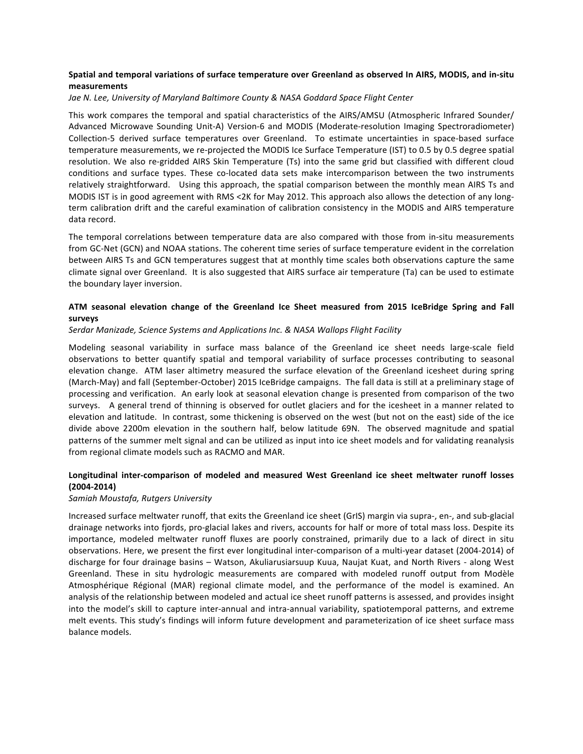**Spatial and temporal variations of surface temperature over Greenland as observed In AIRS, MODIS, and in-situ measurements**

*Jae N. Lee, University of Maryland Baltimore County & NASA Goddard Space Flight Center*

This work compares the temporal and spatial characteristics of the AIRS/AMSU (Atmospheric Infrared Sounder/ Advanced Microwave Sounding Unit-A) Version-6 and MODIS (Moderate-resolution Imaging Spectroradiometer) Collection-5 derived surface temperatures over Greenland. To estimate uncertainties in space-based surface temperature measurements, we re-projected the MODIS Ice Surface Temperature (IST) to 0.5 by 0.5 degree spatial resolution. We also re-gridded AIRS Skin Temperature (Ts) into the same grid but classified with different cloud conditions and surface types. These co-located data sets make intercomparison between the two instruments relatively straightforward. Using this approach, the spatial comparison between the monthly mean AIRS Ts and MODIS IST is in good agreement with RMS <2K for May 2012. This approach also allows the detection of any long-term calibration drift and the careful examination of calibration consistency in the MODIS and AIRS temperature data record.

The temporal correlations between temperature data are also compared with those from in-situ measurements from GC-Net (GCN) and NOAA stations. The coherent time series of surface temperature evident in the correlation between AIRS Ts and GCN temperatures suggest that at monthly time scales both observations capture the same climate signal over Greenland. It is also suggested that AIRS surface air temperature (Ta) can be used to estimate the boundary layer inversion.

**ATM seasonal elevation change of the Greenland Ice Sheet measured from 2015 IceBridge Spring and Fall surveys**

*Serdar Manizade, Science Systems and Applications Inc. & NASA Wallops Flight Facility*

Modeling seasonal variability in surface mass balance of the Greenland ice sheet needs large-scale field observations to better quantify spatial and temporal variability of surface processes contributing to seasonal elevation change. ATM laser altimetry measured the surface elevation of the Greenland icesheet during spring (March-May) and fall (September-October) 2015 IceBridge campaigns. The fall data is still at a preliminary stage of processing and verification. An early look at seasonal elevation change is presented from comparison of the two surveys. A general trend of thinning is observed for outlet glaciers and for the icesheet in a manner related to elevation and latitude. In contrast, some thickening is observed on the west (but not on the east) side of the ice divide above 2200m elevation in the southern half, below latitude 69N. The observed magnitude and spatial patterns of the summer melt signal and can be utilized as input into ice sheet models and for validating reanalysis from regional climate models such as RACMO and MAR.

**Longitudinal inter-comparison of modeled and measured West Greenland ice sheet meltwater runoff losses (2004-2014)**

*Samiah Moustafa, Rutgers University*

Increased surface meltwater runoff, that exits the Greenland ice sheet (GrIS) margin via supra-, en-, and sub-glacial drainage networks into fjords, pro-glacial lakes and rivers, accounts for half or more of total mass loss. Despite its importance, modeled meltwater runoff fluxes are poorly constrained, primarily due to a lack of direct in situ observations. Here, we present the first ever longitudinal inter-comparison of a multi-year dataset (2004-2014) of discharge for four drainage basins – Watson, Akuliarusiarsuup Kuua, Naujat Kuat, and North Rivers - along West Greenland. These in situ hydrologic measurements are compared with modeled runoff output from Modèle Atmosphérique Régional (MAR) regional climate model, and the performance of the model is examined. An analysis of the relationship between modeled and actual ice sheet runoff patterns is assessed, and provides insight into the model's skill to capture inter-annual and intra-annual variability, spatiotemporal patterns, and extreme melt events. This study's findings will inform future development and parameterization of ice sheet surface mass balance models.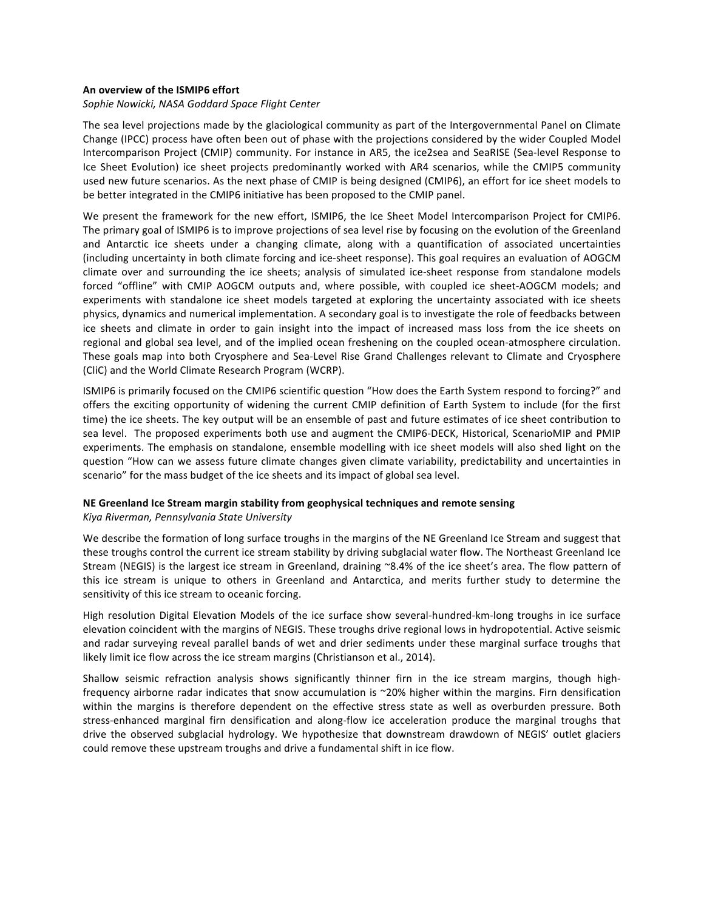### An overview of the ISMIP6 effort

*Sophie Nowicki, NASA Goddard Space Flight Center*

The sea level projections made by the glaciological community as part of the Intergovernmental Panel on Climate Change (IPCC) process have often been out of phase with the projections considered by the wider Coupled Model Intercomparison Project (CMIP) community. For instance in AR5, the ice2sea and SeaRISE (Sea-level Response to Ice Sheet Evolution) ice sheet projects predominantly worked with AR4 scenarios, while the CMIP5 community used new future scenarios. As the next phase of CMIP is being designed (CMIP6), an effort for ice sheet models to be better integrated in the CMIP6 initiative has been proposed to the CMIP panel.

We present the framework for the new effort, ISMIP6, the Ice Sheet Model Intercomparison Project for CMIP6. The primary goal of ISMIP6 is to improve projections of sea level rise by focusing on the evolution of the Greenland and Antarctic ice sheets under a changing climate, along with a quantification of associated uncertainties (including uncertainty in both climate forcing and ice-sheet response). This goal requires an evaluation of AOGCM climate over and surrounding the ice sheets; analysis of simulated ice-sheet response from standalone models forced "offline" with CMIP AOGCM outputs and, where possible, with coupled ice sheet-AOGCM models; and experiments with standalone ice sheet models targeted at exploring the uncertainty associated with ice sheets physics, dynamics and numerical implementation. A secondary goal is to investigate the role of feedbacks between ice sheets and climate in order to gain insight into the impact of increased mass loss from the ice sheets on regional and global sea level, and of the implied ocean freshening on the coupled ocean-atmosphere circulation. These goals map into both Cryosphere and Sea-Level Rise Grand Challenges relevant to Climate and Cryosphere (CliC) and the World Climate Research Program (WCRP).

ISMIP6 is primarily focused on the CMIP6 scientific question "How does the Earth System respond to forcing?" and offers the exciting opportunity of widening the current CMIP definition of Earth System to include (for the first time) the ice sheets. The key output will be an ensemble of past and future estimates of ice sheet contribution to sea level. The proposed experiments both use and augment the CMIP6-DECK, Historical, ScenarioMIP and PMIP experiments. The emphasis on standalone, ensemble modelling with ice sheet models will also shed light on the question "How can we assess future climate changes given climate variability, predictability and uncertainties in scenario" for the mass budget of the ice sheets and its impact of global sea level.

### NE Greenland Ice Stream margin stability from geophysical techniques and remote sensing

*Kiya Riverman, Pennsylvania State University*

We describe the formation of long surface troughs in the margins of the NE Greenland Ice Stream and suggest that these troughs control the current ice stream stability by driving subglacial water flow. The Northeast Greenland Ice Stream (NEGIS) is the largest ice stream in Greenland, draining ~8.4% of the ice sheet's area. The flow pattern of this ice stream is unique to others in Greenland and Antarctica, and merits further study to determine the sensitivity of this ice stream to oceanic forcing.

High resolution Digital Elevation Models of the ice surface show several-hundred-km-long troughs in ice surface elevation coincident with the margins of NEGIS. These troughs drive regional lows in hydropotential. Active seismic and radar surveying reveal parallel bands of wet and drier sediments under these marginal surface troughs that likely limit ice flow across the ice stream margins (Christianson et al., 2014).

Shallow seismic refraction analysis shows significantly thinner firn in the ice stream margins, though high-frequency airborne radar indicates that snow accumulation is ~20% higher within the margins. Firn densification within the margins is therefore dependent on the effective stress state as well as overburden pressure. Both stress-enhanced marginal firn densification and along-flow ice acceleration produce the marginal troughs that drive the observed subglacial hydrology. We hypothesize that downstream drawdown of NEGIS' outlet glaciers could remove these upstream troughs and drive a fundamental shift in ice flow.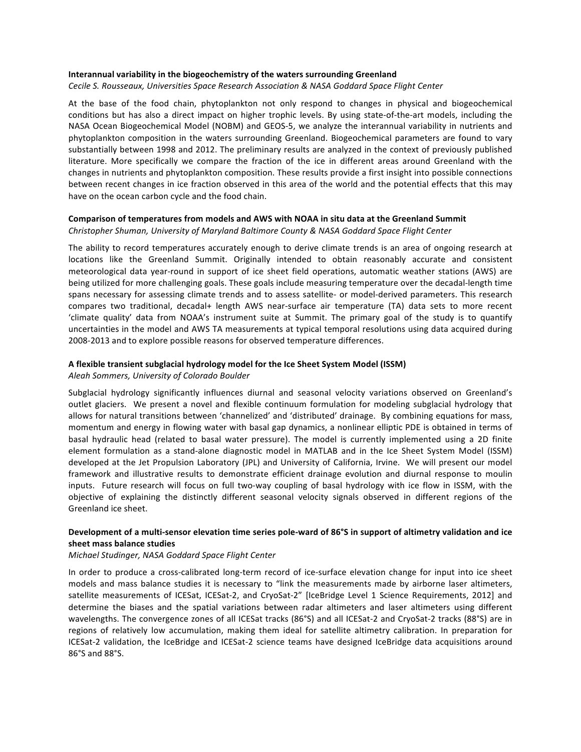**Interannual variability in the biogeochemistry of the waters surrounding Greenland**

*Cecile S. Rousseaux, Universities Space Research Association & NASA Goddard Space Flight Center*

At the base of the food chain, phytoplankton not only respond to changes in physical and biogeochemical conditions but has also a direct impact on higher trophic levels. By using state-of-the-art models, including the NASA Ocean Biogeochemical Model (NOBM) and GEOS-5, we analyze the interannual variability in nutrients and phytoplankton composition in the waters surrounding Greenland. Biogeochemical parameters are found to vary substantially between 1998 and 2012. The preliminary results are analyzed in the context of previously published literature. More specifically we compare the fraction of the ice in different areas around Greenland with the changes in nutrients and phytoplankton composition. These results provide a first insight into possible connections between recent changes in ice fraction observed in this area of the world and the potential effects that this may have on the ocean carbon cycle and the food chain.

**Comparison of temperatures from models and AWS with NOAA in situ data at the Greenland Summit**

*Christopher Shuman, University of Maryland Baltimore County & NASA Goddard Space Flight Center*

The ability to record temperatures accurately enough to derive climate trends is an area of ongoing research at locations like the Greenland Summit. Originally intended to obtain reasonably accurate and consistent meteorological data year-round in support of ice sheet field operations, automatic weather stations (AWS) are being utilized for more challenging goals. These goals include measuring temperature over the decadal-length time spans necessary for assessing climate trends and to assess satellite- or model-derived parameters. This research compares two traditional, decadal+ length AWS near-surface air temperature (TA) data sets to more recent 'climate quality' data from NOAA's instrument suite at Summit. The primary goal of the study is to quantify uncertainties in the model and AWS TA measurements at typical temporal resolutions using data acquired during 2008-2013 and to explore possible reasons for observed temperature differences.

**A flexible transient subglacial hydrology model for the Ice Sheet System Model (ISSM)**

*Aleah Sommers, University of Colorado Boulder*

Subglacial hydrology significantly influences diurnal and seasonal velocity variations observed on Greenland's outlet glaciers. We present a novel and flexible continuum formulation for modeling subglacial hydrology that allows for natural transitions between 'channelized' and 'distributed' drainage. By combining equations for mass, momentum and energy in flowing water with basal gap dynamics, a nonlinear elliptic PDE is obtained in terms of basal hydraulic head (related to basal water pressure). The model is currently implemented using a 2D finite element formulation as a stand-alone diagnostic model in MATLAB and in the Ice Sheet System Model (ISSM) developed at the Jet Propulsion Laboratory (JPL) and University of California, Irvine. We will present our model framework and illustrative results to demonstrate efficient drainage evolution and diurnal response to moulin inputs. Future research will focus on full two-way coupling of basal hydrology with ice flow in ISSM, with the objective of explaining the distinctly different seasonal velocity signals observed in different regions of the Greenland ice sheet.

**Development of a multi-sensor elevation time series pole-ward of 86°S in support of altimetry validation and ice sheet mass balance studies**

*Michael Studinger, NASA Goddard Space Flight Center*

In order to produce a cross-calibrated long-term record of ice-surface elevation change for input into ice sheet models and mass balance studies it is necessary to "link the measurements made by airborne laser altimeters, satellite measurements of ICESat, ICESat-2, and CryoSat-2" [IceBridge Level 1 Science Requirements, 2012] and determine the biases and the spatial variations between radar altimeters and laser altimeters using different wavelengths. The convergence zones of all ICESat tracks (86°S) and all ICESat-2 and CryoSat-2 tracks (88°S) are in regions of relatively low accumulation, making them ideal for satellite altimetry calibration. In preparation for ICESat-2 validation, the IceBridge and ICESat-2 science teams have designed IceBridge data acquisitions around 86°S and 88°S.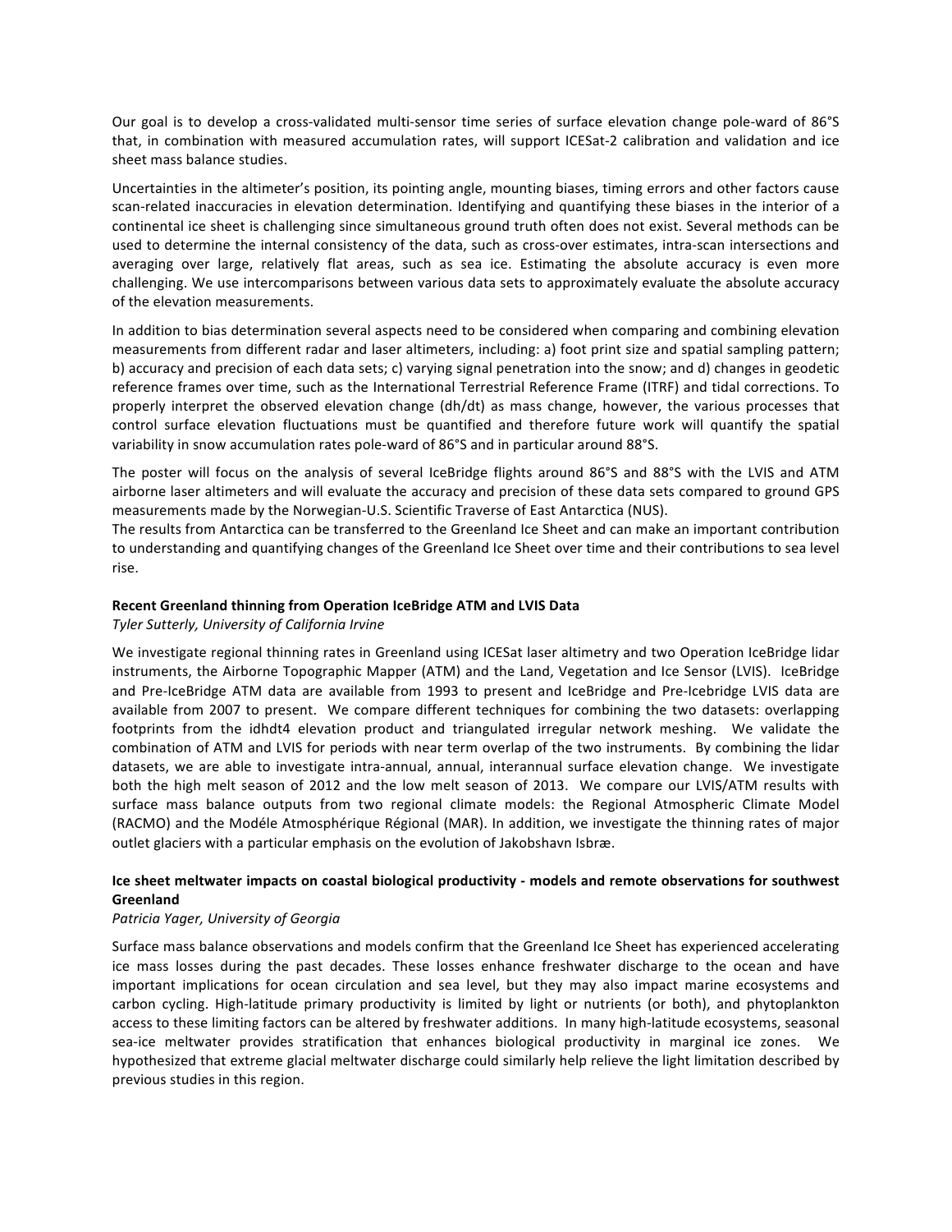Our goal is to develop a cross-validated multi-sensor time series of surface elevation change pole-ward of 86°S that, in combination with measured accumulation rates, will support ICESat-2 calibration and validation and ice sheet mass balance studies.

Uncertainties in the altimeter's position, its pointing angle, mounting biases, timing errors and other factors cause scan-related inaccuracies in elevation determination. Identifying and quantifying these biases in the interior of a continental ice sheet is challenging since simultaneous ground truth often does not exist. Several methods can be used to determine the internal consistency of the data, such as cross-over estimates, intra-scan intersections and averaging over large, relatively flat areas, such as sea ice. Estimating the absolute accuracy is even more challenging. We use intercomparisons between various data sets to approximately evaluate the absolute accuracy of the elevation measurements.

In addition to bias determination several aspects need to be considered when comparing and combining elevation measurements from different radar and laser altimeters, including: a) foot print size and spatial sampling pattern; b) accuracy and precision of each data sets; c) varying signal penetration into the snow; and d) changes in geodetic reference frames over time, such as the International Terrestrial Reference Frame (ITRF) and tidal corrections. To properly interpret the observed elevation change (dh/dt) as mass change, however, the various processes that control surface elevation fluctuations must be quantified and therefore future work will quantify the spatial variability in snow accumulation rates pole-ward of 86°S and in particular around 88°S.

The poster will focus on the analysis of several IceBridge flights around 86°S and 88°S with the LVIS and ATM airborne laser altimeters and will evaluate the accuracy and precision of these data sets compared to ground GPS measurements made by the Norwegian-U.S. Scientific Traverse of East Antarctica (NUS).
The results from Antarctica can be transferred to the Greenland Ice Sheet and can make an important contribution to understanding and quantifying changes of the Greenland Ice Sheet over time and their contributions to sea level rise.

**Recent Greenland thinning from Operation IceBridge ATM and LVIS Data**
*Tyler Sutterly, University of California Irvine*

We investigate regional thinning rates in Greenland using ICESat laser altimetry and two Operation IceBridge lidar instruments, the Airborne Topographic Mapper (ATM) and the Land, Vegetation and Ice Sensor (LVIS). IceBridge and Pre-IceBridge ATM data are available from 1993 to present and IceBridge and Pre-Icebridge LVIS data are available from 2007 to present. We compare different techniques for combining the two datasets: overlapping footprints from the idhdt4 elevation product and triangulated irregular network meshing. We validate the combination of ATM and LVIS for periods with near term overlap of the two instruments. By combining the lidar datasets, we are able to investigate intra-annual, annual, interannual surface elevation change. We investigate both the high melt season of 2012 and the low melt season of 2013. We compare our LVIS/ATM results with surface mass balance outputs from two regional climate models: the Regional Atmospheric Climate Model (RACMO) and the Modéle Atmosphérique Régional (MAR). In addition, we investigate the thinning rates of major outlet glaciers with a particular emphasis on the evolution of Jakobshavn Isbræ.

**Ice sheet meltwater impacts on coastal biological productivity - models and remote observations for southwest Greenland**
*Patricia Yager, University of Georgia*

Surface mass balance observations and models confirm that the Greenland Ice Sheet has experienced accelerating ice mass losses during the past decades. These losses enhance freshwater discharge to the ocean and have important implications for ocean circulation and sea level, but they may also impact marine ecosystems and carbon cycling. High-latitude primary productivity is limited by light or nutrients (or both), and phytoplankton access to these limiting factors can be altered by freshwater additions. In many high-latitude ecosystems, seasonal sea-ice meltwater provides stratification that enhances biological productivity in marginal ice zones. We hypothesized that extreme glacial meltwater discharge could similarly help relieve the light limitation described by previous studies in this region.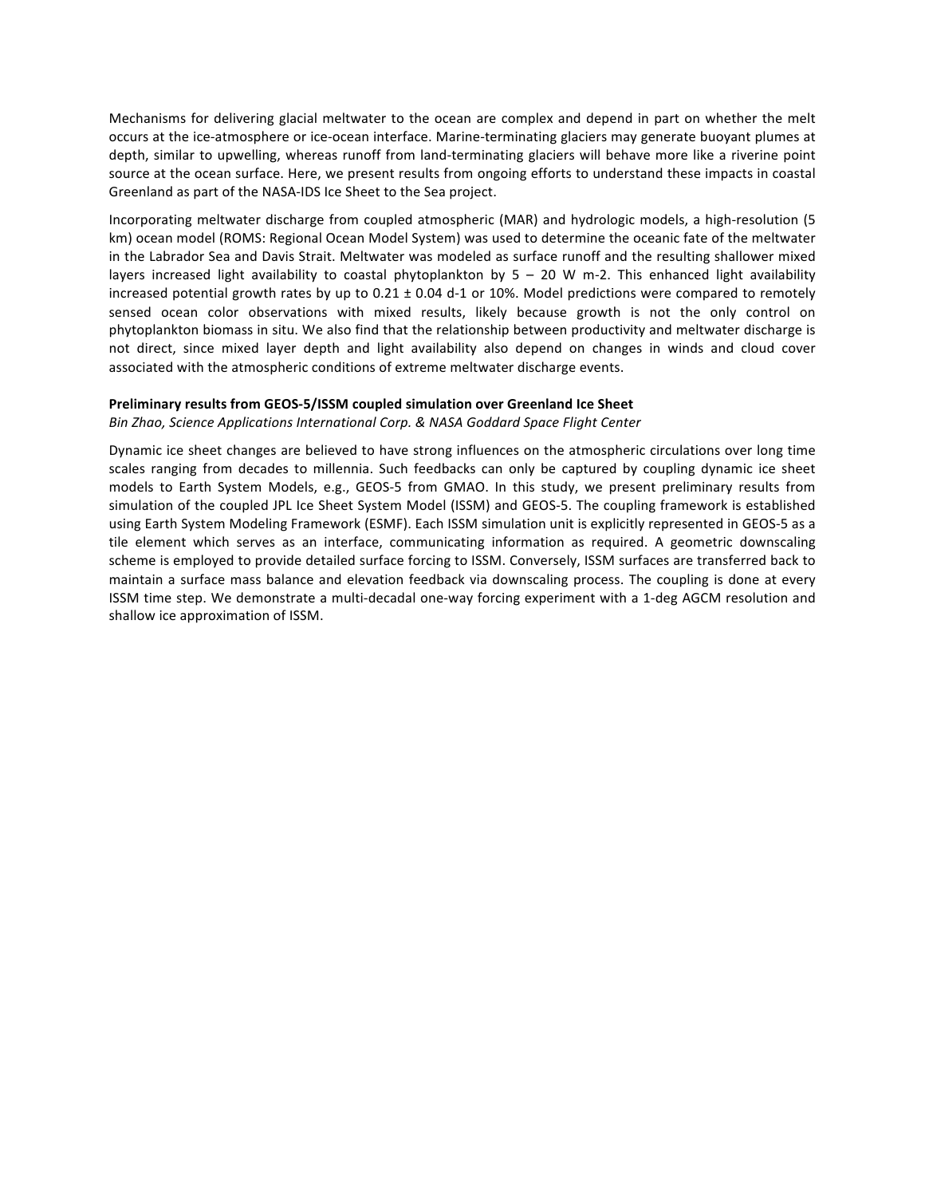Mechanisms for delivering glacial meltwater to the ocean are complex and depend in part on whether the melt occurs at the ice-atmosphere or ice-ocean interface. Marine-terminating glaciers may generate buoyant plumes at depth, similar to upwelling, whereas runoff from land-terminating glaciers will behave more like a riverine point source at the ocean surface. Here, we present results from ongoing efforts to understand these impacts in coastal Greenland as part of the NASA-IDS Ice Sheet to the Sea project.

Incorporating meltwater discharge from coupled atmospheric (MAR) and hydrologic models, a high-resolution (5 km) ocean model (ROMS: Regional Ocean Model System) was used to determine the oceanic fate of the meltwater in the Labrador Sea and Davis Strait. Meltwater was modeled as surface runoff and the resulting shallower mixed layers increased light availability to coastal phytoplankton by 5 – 20 W m-2. This enhanced light availability increased potential growth rates by up to 0.21 ± 0.04 d-1 or 10%. Model predictions were compared to remotely sensed ocean color observations with mixed results, likely because growth is not the only control on phytoplankton biomass in situ. We also find that the relationship between productivity and meltwater discharge is not direct, since mixed layer depth and light availability also depend on changes in winds and cloud cover associated with the atmospheric conditions of extreme meltwater discharge events.

**Preliminary results from GEOS-5/ISSM coupled simulation over Greenland Ice Sheet**
*Bin Zhao, Science Applications International Corp. & NASA Goddard Space Flight Center*

Dynamic ice sheet changes are believed to have strong influences on the atmospheric circulations over long time scales ranging from decades to millennia. Such feedbacks can only be captured by coupling dynamic ice sheet models to Earth System Models, e.g., GEOS-5 from GMAO. In this study, we present preliminary results from simulation of the coupled JPL Ice Sheet System Model (ISSM) and GEOS-5. The coupling framework is established using Earth System Modeling Framework (ESMF). Each ISSM simulation unit is explicitly represented in GEOS-5 as a tile element which serves as an interface, communicating information as required. A geometric downscaling scheme is employed to provide detailed surface forcing to ISSM. Conversely, ISSM surfaces are transferred back to maintain a surface mass balance and elevation feedback via downscaling process. The coupling is done at every ISSM time step. We demonstrate a multi-decadal one-way forcing experiment with a 1-deg AGCM resolution and shallow ice approximation of ISSM.